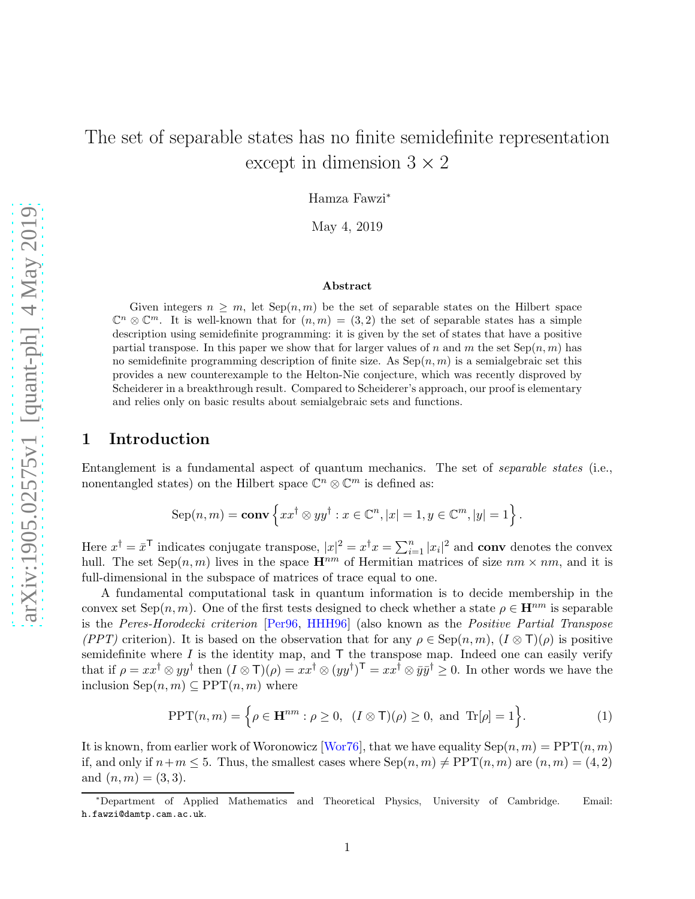# The set of separable states has no finite semidefinite representation except in dimension $3 \times 2$

Hamza Fawzi[*]

May 4, 2019

### Abstract

Given integers $n \geq m$, let $\text{Sep}(n, m)$ be the set of separable states on the Hilbert space $\mathbb{C}^n \otimes \mathbb{C}^m$. It is well-known that for $(n, m) = (3, 2)$ the set of separable states has a simple description using semidefinite programming: it is given by the set of states that have a positive partial transpose. In this paper we show that for larger values of $n$ and $m$ the set $\text{Sep}(n, m)$ has no semidefinite programming description of finite size. As $\text{Sep}(n, m)$ is a semialgebraic set this provides a new counterexample to the Helton-Nie conjecture, which was recently disproved by Scheiderer in a breakthrough result. Compared to Scheiderer's approach, our proof is elementary and relies only on basic results about semialgebraic sets and functions.

## 1 Introduction

Entanglement is a fundamental aspect of quantum mechanics. The set of *separable states* (i.e., nonentangled states) on the Hilbert space $\mathbb{C}^n \otimes \mathbb{C}^m$ is defined as:

$$\text{Sep}(n, m) = \textbf{conv}\left\{ xx^\dagger \otimes yy^\dagger : x \in \mathbb{C}^n, |x| = 1, y \in \mathbb{C}^m, |y| = 1 \right\}.$$

Here $x^\dagger = \bar{x}^\mathsf{T}$ indicates conjugate transpose, $|x|^2 = x^\dagger x = \sum_{i=1}^n |x_i|^2$ and **conv** denotes the convex hull. The set $\text{Sep}(n, m)$ lives in the space $\mathbf{H}^{nm}$ of Hermitian matrices of size $nm \times nm$, and it is full-dimensional in the subspace of matrices of trace equal to one.

A fundamental computational task in quantum information is to decide membership in the convex set $\text{Sep}(n, m)$. One of the first tests designed to check whether a state $\rho \in \mathbf{H}^{nm}$ is separable is the *Peres-Horodecki criterion* [Per96, HHH96] (also known as the *Positive Partial Transpose (PPT)* criterion). It is based on the observation that for any $\rho \in \text{Sep}(n, m)$, $(I \otimes \mathsf{T})(\rho)$ is positive semidefinite where $I$ is the identity map, and $\mathsf{T}$ the transpose map. Indeed one can easily verify that if $\rho = xx^\dagger \otimes yy^\dagger$ then $(I \otimes \mathsf{T})(\rho) = xx^\dagger \otimes (yy^\dagger)^\mathsf{T} = xx^\dagger \otimes \bar{y}\bar{y}^\dagger \geq 0$. In other words we have the inclusion $\text{Sep}(n, m) \subseteq \text{PPT}(n, m)$ where

$$\text{PPT}(n, m) = \left\{ \rho \in \mathbf{H}^{nm} : \rho \geq 0, \;\; (I \otimes \mathsf{T})(\rho) \geq 0, \text{ and } \text{Tr}[\rho] = 1 \right\}. \tag{1}$$

It is known, from earlier work of Woronowicz [Wor76], that we have equality $\text{Sep}(n, m) = \text{PPT}(n, m)$ if, and only if $n + m \leq 5$. Thus, the smallest cases where $\text{Sep}(n, m) \neq \text{PPT}(n, m)$ are $(n, m) = (4, 2)$ and $(n, m) = (3, 3)$.

[*]Department of Applied Mathematics and Theoretical Physics, University of Cambridge. Email: h.fawzi@damtp.cam.ac.uk.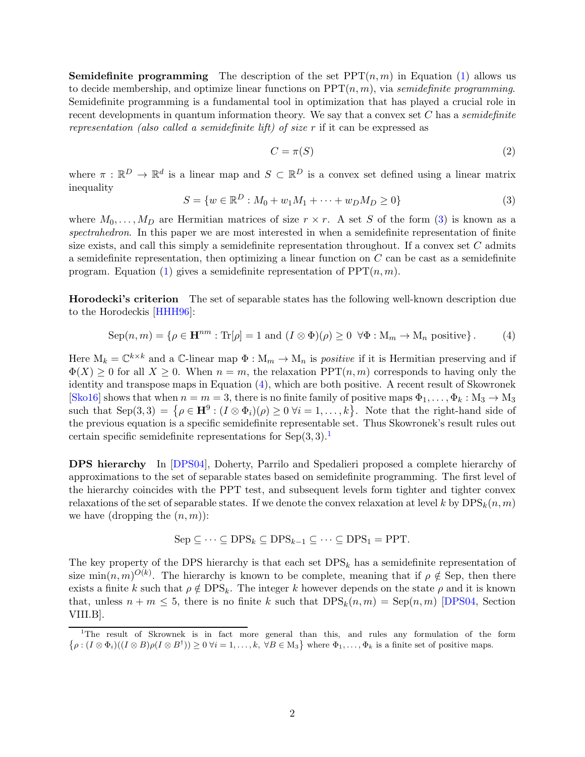**Semidefinite programming** The description of the set $\mathrm{PPT}(n,m)$ in Equation (1) allows us to decide membership, and optimize linear functions on $\mathrm{PPT}(n,m)$, via *semidefinite programming*. Semidefinite programming is a fundamental tool in optimization that has played a crucial role in recent developments in quantum information theory. We say that a convex set $C$ has a *semidefinite representation (also called a semidefinite lift) of size* $r$ if it can be expressed as

$$C = \pi(S) \tag{2}$$

where $\pi : \mathbb{R}^D \to \mathbb{R}^d$ is a linear map and $S \subset \mathbb{R}^D$ is a convex set defined using a linear matrix inequality

$$S = \{w \in \mathbb{R}^D : M_0 + w_1 M_1 + \cdots + w_D M_D \geq 0\} \tag{3}$$

where $M_0, \ldots, M_D$ are Hermitian matrices of size $r \times r$. A set $S$ of the form (3) is known as a *spectrahedron*. In this paper we are most interested in when a semidefinite representation of finite size exists, and call this simply a semidefinite representation throughout. If a convex set $C$ admits a semidefinite representation, then optimizing a linear function on $C$ can be cast as a semidefinite program. Equation (1) gives a semidefinite representation of $\mathrm{PPT}(n,m)$.

**Horodecki's criterion** The set of separable states has the following well-known description due to the Horodeckis [HHH96]:

$$\mathrm{Sep}(n,m) = \{\rho \in \mathbf{H}^{nm} : \mathrm{Tr}[\rho] = 1 \text{ and } (I \otimes \Phi)(\rho) \geq 0 \ \ \forall \Phi : \mathrm{M}_m \to \mathrm{M}_n \text{ positive}\}. \tag{4}$$

Here $\mathrm{M}_k = \mathbb{C}^{k \times k}$ and a $\mathbb{C}$-linear map $\Phi : \mathrm{M}_m \to \mathrm{M}_n$ is *positive* if it is Hermitian preserving and if $\Phi(X) \geq 0$ for all $X \geq 0$. When $n = m$, the relaxation $\mathrm{PPT}(n,m)$ corresponds to having only the identity and transpose maps in Equation (4), which are both positive. A recent result of Skowronek [Sko16] shows that when $n = m = 3$, there is no finite family of positive maps $\Phi_1, \ldots, \Phi_k : \mathrm{M}_3 \to \mathrm{M}_3$ such that $\mathrm{Sep}(3,3) = \{\rho \in \mathbf{H}^9 : (I \otimes \Phi_i)(\rho) \geq 0 \ \forall i = 1, \ldots, k\}$. Note that the right-hand side of the previous equation is a specific semidefinite representable set. Thus Skowronek's result rules out certain specific semidefinite representations for $\mathrm{Sep}(3,3)$.[1]

**DPS hierarchy** In [DPS04], Doherty, Parrilo and Spedalieri proposed a complete hierarchy of approximations to the set of separable states based on semidefinite programming. The first level of the hierarchy coincides with the PPT test, and subsequent levels form tighter and tighter convex relaxations of the set of separable states. If we denote the convex relaxation at level $k$ by $\mathrm{DPS}_k(n,m)$ we have (dropping the $(n,m)$):

$$\mathrm{Sep} \subseteq \cdots \subseteq \mathrm{DPS}_k \subseteq \mathrm{DPS}_{k-1} \subseteq \cdots \subseteq \mathrm{DPS}_1 = \mathrm{PPT}.$$

The key property of the DPS hierarchy is that each set $\mathrm{DPS}_k$ has a semidefinite representation of size $\min(n,m)^{O(k)}$. The hierarchy is known to be complete, meaning that if $\rho \notin \mathrm{Sep}$, then there exists a finite $k$ such that $\rho \notin \mathrm{DPS}_k$. The integer $k$ however depends on the state $\rho$ and it is known that, unless $n + m \leq 5$, there is no finite $k$ such that $\mathrm{DPS}_k(n,m) = \mathrm{Sep}(n,m)$ [DPS04, Section VIII.B].

---

[1] The result of Skrownek is in fact more general than this, and rules any formulation of the form $\{\rho : (I \otimes \Phi_i)((I \otimes B)\rho(I \otimes B^\dagger)) \geq 0 \ \forall i = 1, \ldots, k, \ \forall B \in \mathrm{M}_3\}$ where $\Phi_1, \ldots, \Phi_k$ is a finite set of positive maps.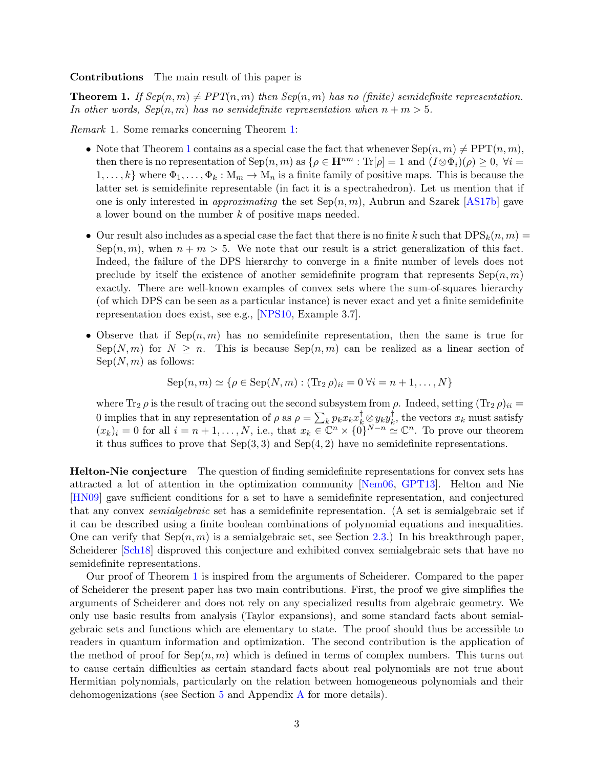**Contributions** The main result of this paper is

**Theorem 1.** *If Sep$(n,m) \neq$ PPT$(n,m)$ then Sep$(n,m)$ has no (finite) semidefinite representation. In other words, Sep$(n,m)$ has no semidefinite representation when $n+m>5$.*

*Remark* 1. Some remarks concerning Theorem 1:

- Note that Theorem 1 contains as a special case the fact that whenever $\mathrm{Sep}(n,m) \neq \mathrm{PPT}(n,m)$, then there is no representation of $\mathrm{Sep}(n,m)$ as $\{\rho \in \mathbf{H}^{nm} : \mathrm{Tr}[\rho] = 1 \text{ and } (I \otimes \Phi_i)(\rho) \geq 0,\ \forall i = 1,\ldots,k\}$ where $\Phi_1,\ldots,\Phi_k : \mathrm{M}_m \to \mathrm{M}_n$ is a finite family of positive maps. This is because the latter set is semidefinite representable (in fact it is a spectrahedron). Let us mention that if one is only interested in *approximating* the set $\mathrm{Sep}(n,m)$, Aubrun and Szarek [AS17b] gave a lower bound on the number $k$ of positive maps needed.

- Our result also includes as a special case the fact that there is no finite $k$ such that $\mathrm{DPS}_k(n,m) = \mathrm{Sep}(n,m)$, when $n+m>5$. We note that our result is a strict generalization of this fact. Indeed, the failure of the DPS hierarchy to converge in a finite number of levels does not preclude by itself the existence of another semidefinite program that represents $\mathrm{Sep}(n,m)$ exactly. There are well-known examples of convex sets where the sum-of-squares hierarchy (of which DPS can be seen as a particular instance) is never exact and yet a finite semidefinite representation does exist, see e.g., [NPS10, Example 3.7].

- Observe that if $\mathrm{Sep}(n,m)$ has no semidefinite representation, then the same is true for $\mathrm{Sep}(N,m)$ for $N \geq n$. This is because $\mathrm{Sep}(n,m)$ can be realized as a linear section of $\mathrm{Sep}(N,m)$ as follows:

$$\mathrm{Sep}(n,m) \simeq \{\rho \in \mathrm{Sep}(N,m) : (\mathrm{Tr}_2\,\rho)_{ii} = 0\ \forall i = n+1,\ldots,N\}$$

  where $\mathrm{Tr}_2\,\rho$ is the result of tracing out the second subsystem from $\rho$. Indeed, setting $(\mathrm{Tr}_2\,\rho)_{ii} = 0$ implies that in any representation of $\rho$ as $\rho = \sum_k p_k x_k x_k^\dagger \otimes y_k y_k^\dagger$, the vectors $x_k$ must satisfy $(x_k)_i = 0$ for all $i = n+1,\ldots,N$, i.e., that $x_k \in \mathbb{C}^n \times \{0\}^{N-n} \simeq \mathbb{C}^n$. To prove our theorem it thus suffices to prove that $\mathrm{Sep}(3,3)$ and $\mathrm{Sep}(4,2)$ have no semidefinite representations.

**Helton-Nie conjecture** The question of finding semidefinite representations for convex sets has attracted a lot of attention in the optimization community [Nem06, GPT13]. Helton and Nie [HN09] gave sufficient conditions for a set to have a semidefinite representation, and conjectured that any convex *semialgebraic* set has a semidefinite representation. (A set is semialgebraic set if it can be described using a finite boolean combinations of polynomial equations and inequalities. One can verify that $\mathrm{Sep}(n,m)$ is a semialgebraic set, see Section 2.3.) In his breakthrough paper, Scheiderer [Sch18] disproved this conjecture and exhibited convex semialgebraic sets that have no semidefinite representations.

Our proof of Theorem 1 is inspired from the arguments of Scheiderer. Compared to the paper of Scheiderer the present paper has two main contributions. First, the proof we give simplifies the arguments of Scheiderer and does not rely on any specialized results from algebraic geometry. We only use basic results from analysis (Taylor expansions), and some standard facts about semialgebraic sets and functions which are elementary to state. The proof should thus be accessible to readers in quantum information and optimization. The second contribution is the application of the method of proof for $\mathrm{Sep}(n,m)$ which is defined in terms of complex numbers. This turns out to cause certain difficulties as certain standard facts about real polynomials are not true about Hermitian polynomials, particularly on the relation between homogeneous polynomials and their dehomogenizations (see Section 5 and Appendix A for more details).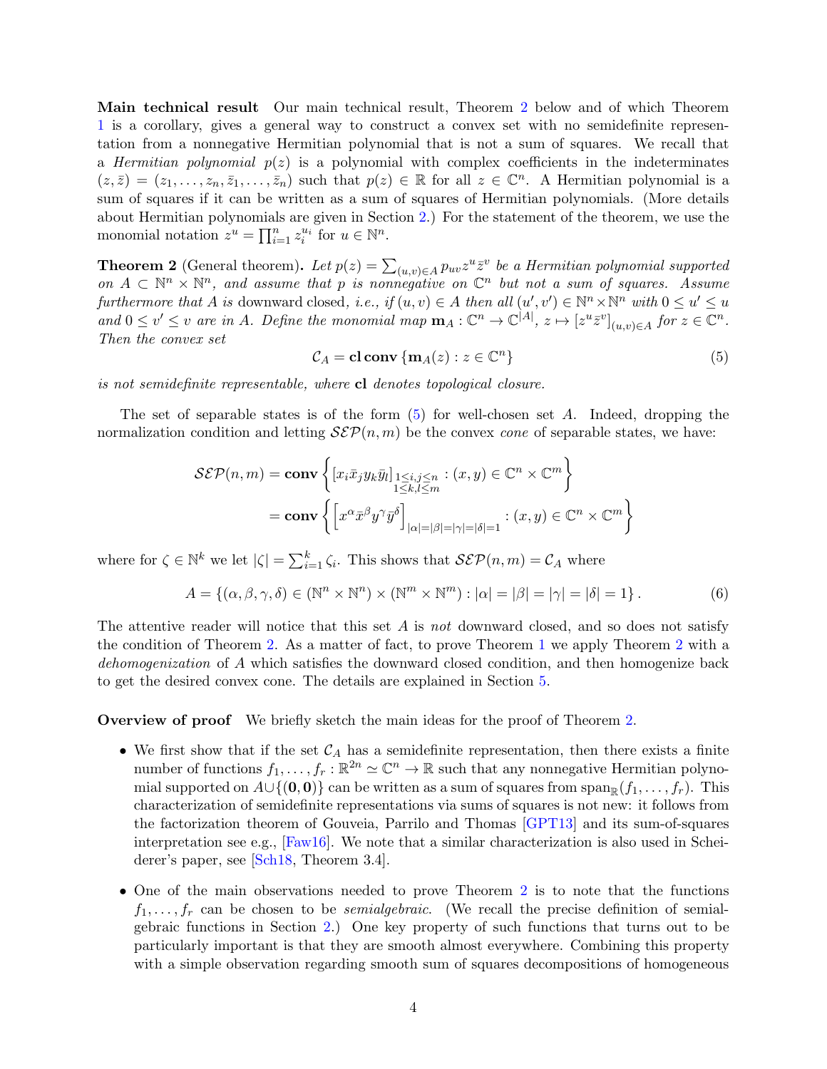**Main technical result** Our main technical result, Theorem 2 below and of which Theorem 1 is a corollary, gives a general way to construct a convex set with no semidefinite representation from a nonnegative Hermitian polynomial that is not a sum of squares. We recall that a *Hermitian polynomial* $p(z)$ is a polynomial with complex coefficients in the indeterminates $(z, \bar{z}) = (z_1, \ldots, z_n, \bar{z}_1, \ldots, \bar{z}_n)$ such that $p(z) \in \mathbb{R}$ for all $z \in \mathbb{C}^n$. A Hermitian polynomial is a sum of squares if it can be written as a sum of squares of Hermitian polynomials. (More details about Hermitian polynomials are given in Section 2.) For the statement of the theorem, we use the monomial notation $z^u = \prod_{i=1}^n z_i^{u_i}$ for $u \in \mathbb{N}^n$.

**Theorem 2** (General theorem)**.** *Let $p(z) = \sum_{(u,v)\in A} p_{uv} z^u \bar{z}^v$ be a Hermitian polynomial supported on $A \subset \mathbb{N}^n \times \mathbb{N}^n$, and assume that $p$ is nonnegative on $\mathbb{C}^n$ but not a sum of squares. Assume furthermore that $A$ is* downward closed*, i.e., if $(u, v) \in A$ then all $(u', v') \in \mathbb{N}^n \times \mathbb{N}^n$ with $0 \le u' \le u$ and $0 \le v' \le v$ are in $A$. Define the monomial map $\mathbf{m}_A : \mathbb{C}^n \to \mathbb{C}^{|A|}$, $z \mapsto [z^u \bar{z}^v]_{(u,v)\in A}$ for $z \in \mathbb{C}^n$. Then the convex set*

$$\mathcal{C}_A = \mathbf{cl}\,\mathbf{conv}\,\{\mathbf{m}_A(z) : z \in \mathbb{C}^n\} \tag{5}$$

*is not semidefinite representable, where* **cl** *denotes topological closure.*

The set of separable states is of the form (5) for well-chosen set $A$. Indeed, dropping the normalization condition and letting $\mathcal{SEP}(n, m)$ be the convex *cone* of separable states, we have:

$$\begin{aligned}
\mathcal{SEP}(n, m) &= \mathbf{conv}\left\{ [x_i \bar{x}_j y_k \bar{y}_l]_{\substack{1\le i,j\le n \\ 1\le k,l\le m}} : (x, y) \in \mathbb{C}^n \times \mathbb{C}^m \right\} \\
&= \mathbf{conv}\left\{ \left[x^\alpha \bar{x}^\beta y^\gamma \bar{y}^\delta\right]_{|\alpha|=|\beta|=|\gamma|=|\delta|=1} : (x, y) \in \mathbb{C}^n \times \mathbb{C}^m \right\}
\end{aligned}$$

where for $\zeta \in \mathbb{N}^k$ we let $|\zeta| = \sum_{i=1}^k \zeta_i$. This shows that $\mathcal{SEP}(n, m) = \mathcal{C}_A$ where

$$A = \{(\alpha, \beta, \gamma, \delta) \in (\mathbb{N}^n \times \mathbb{N}^n) \times (\mathbb{N}^m \times \mathbb{N}^m) : |\alpha| = |\beta| = |\gamma| = |\delta| = 1\}. \tag{6}$$

The attentive reader will notice that this set $A$ is *not* downward closed, and so does not satisfy the condition of Theorem 2. As a matter of fact, to prove Theorem 1 we apply Theorem 2 with a *dehomogenization* of $A$ which satisfies the downward closed condition, and then homogenize back to get the desired convex cone. The details are explained in Section 5.

**Overview of proof** We briefly sketch the main ideas for the proof of Theorem 2.

- We first show that if the set $\mathcal{C}_A$ has a semidefinite representation, then there exists a finite number of functions $f_1, \ldots, f_r : \mathbb{R}^{2n} \simeq \mathbb{C}^n \to \mathbb{R}$ such that any nonnegative Hermitian polynomial supported on $A \cup \{(\mathbf{0}, \mathbf{0})\}$ can be written as a sum of squares from $\operatorname{span}_{\mathbb{R}}(f_1, \ldots, f_r)$. This characterization of semidefinite representations via sums of squares is not new: it follows from the factorization theorem of Gouveia, Parrilo and Thomas [GPT13] and its sum-of-squares interpretation see e.g., [Faw16]. We note that a similar characterization is also used in Scheiderer's paper, see [Sch18, Theorem 3.4].
- One of the main observations needed to prove Theorem 2 is to note that the functions $f_1, \ldots, f_r$ can be chosen to be *semialgebraic*. (We recall the precise definition of semialgebraic functions in Section 2.) One key property of such functions that turns out to be particularly important is that they are smooth almost everywhere. Combining this property with a simple observation regarding smooth sum of squares decompositions of homogeneous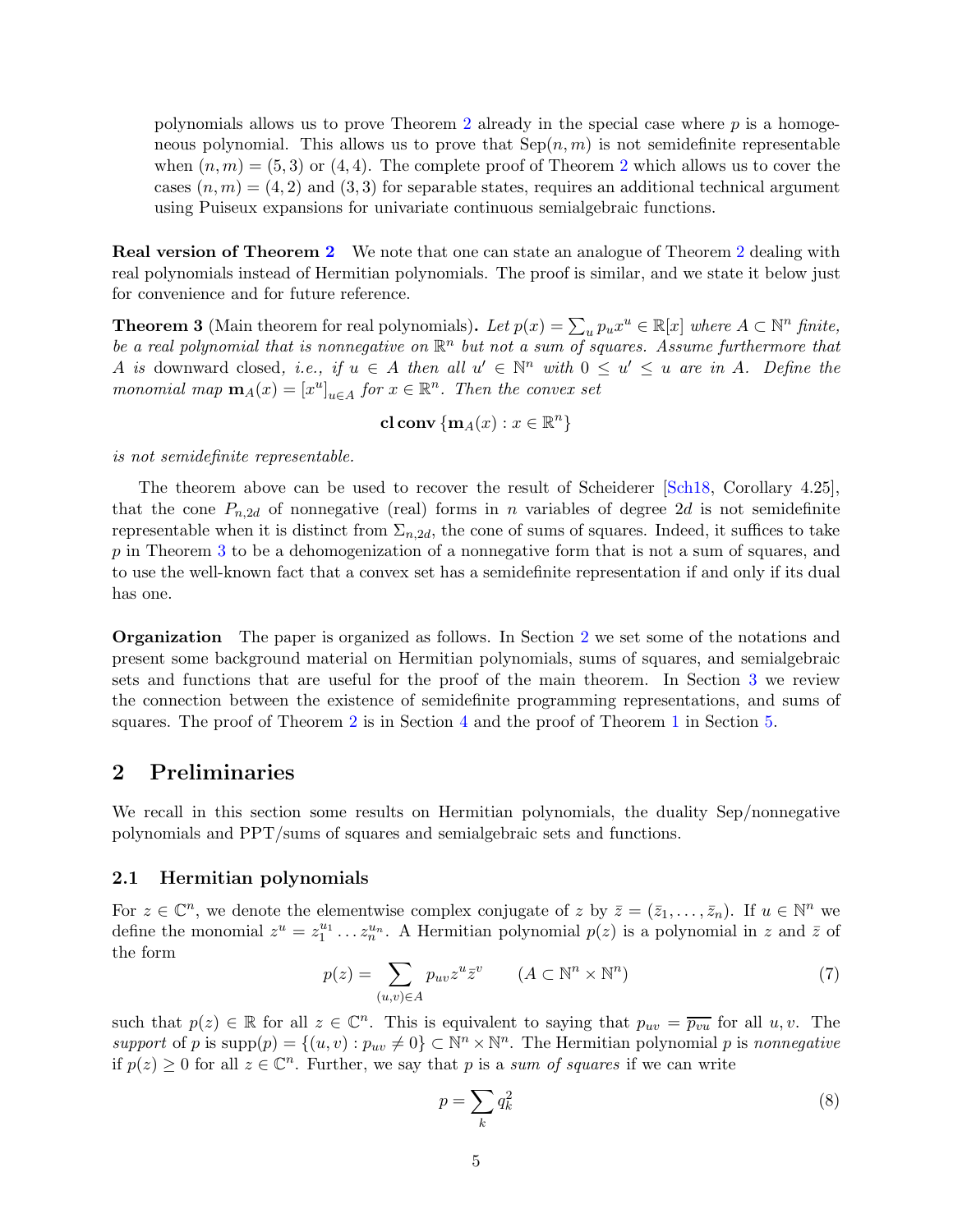polynomials allows us to prove Theorem 2 already in the special case where $p$ is a homogeneous polynomial. This allows us to prove that $\mathrm{Sep}(n,m)$ is not semidefinite representable when $(n,m) = (5,3)$ or $(4,4)$. The complete proof of Theorem 2 which allows us to cover the cases $(n,m) = (4,2)$ and $(3,3)$ for separable states, requires an additional technical argument using Puiseux expansions for univariate continuous semialgebraic functions.

**Real version of Theorem 2** We note that one can state an analogue of Theorem 2 dealing with real polynomials instead of Hermitian polynomials. The proof is similar, and we state it below just for convenience and for future reference.

**Theorem 3** (Main theorem for real polynomials)**.** *Let $p(x) = \sum_u p_u x^u \in \mathbb{R}[x]$ where $A \subset \mathbb{N}^n$ finite, be a real polynomial that is nonnegative on $\mathbb{R}^n$ but not a sum of squares. Assume furthermore that $A$ is* downward closed*, i.e., if $u \in A$ then all $u' \in \mathbb{N}^n$ with $0 \le u' \le u$ are in $A$. Define the monomial map $\mathbf{m}_A(x) = [x^u]_{u \in A}$ for $x \in \mathbb{R}^n$. Then the convex set*

$$\mathbf{cl}\,\mathbf{conv}\,\{\mathbf{m}_A(x) : x \in \mathbb{R}^n\}$$

*is not semidefinite representable.*

The theorem above can be used to recover the result of Scheiderer [Sch18, Corollary 4.25], that the cone $P_{n,2d}$ of nonnegative (real) forms in $n$ variables of degree $2d$ is not semidefinite representable when it is distinct from $\Sigma_{n,2d}$, the cone of sums of squares. Indeed, it suffices to take $p$ in Theorem 3 to be a dehomogenization of a nonnegative form that is not a sum of squares, and to use the well-known fact that a convex set has a semidefinite representation if and only if its dual has one.

**Organization** The paper is organized as follows. In Section 2 we set some of the notations and present some background material on Hermitian polynomials, sums of squares, and semialgebraic sets and functions that are useful for the proof of the main theorem. In Section 3 we review the connection between the existence of semidefinite programming representations, and sums of squares. The proof of Theorem 2 is in Section 4 and the proof of Theorem 1 in Section 5.

## 2 Preliminaries

We recall in this section some results on Hermitian polynomials, the duality Sep/nonnegative polynomials and PPT/sums of squares and semialgebraic sets and functions.

### 2.1 Hermitian polynomials

For $z \in \mathbb{C}^n$, we denote the elementwise complex conjugate of $z$ by $\bar{z} = (\bar{z}_1, \ldots, \bar{z}_n)$. If $u \in \mathbb{N}^n$ we define the monomial $z^u = z_1^{u_1} \ldots z_n^{u_n}$. A Hermitian polynomial $p(z)$ is a polynomial in $z$ and $\bar{z}$ of the form

$$p(z) = \sum_{(u,v) \in A} p_{uv} z^u \bar{z}^v \qquad (A \subset \mathbb{N}^n \times \mathbb{N}^n) \tag{7}$$

such that $p(z) \in \mathbb{R}$ for all $z \in \mathbb{C}^n$. This is equivalent to saying that $p_{uv} = \overline{p_{vu}}$ for all $u, v$. The *support* of $p$ is $\mathrm{supp}(p) = \{(u,v) : p_{uv} \neq 0\} \subset \mathbb{N}^n \times \mathbb{N}^n$. The Hermitian polynomial $p$ is *nonnegative* if $p(z) \ge 0$ for all $z \in \mathbb{C}^n$. Further, we say that $p$ is a *sum of squares* if we can write

$$p = \sum_k q_k^2 \tag{8}$$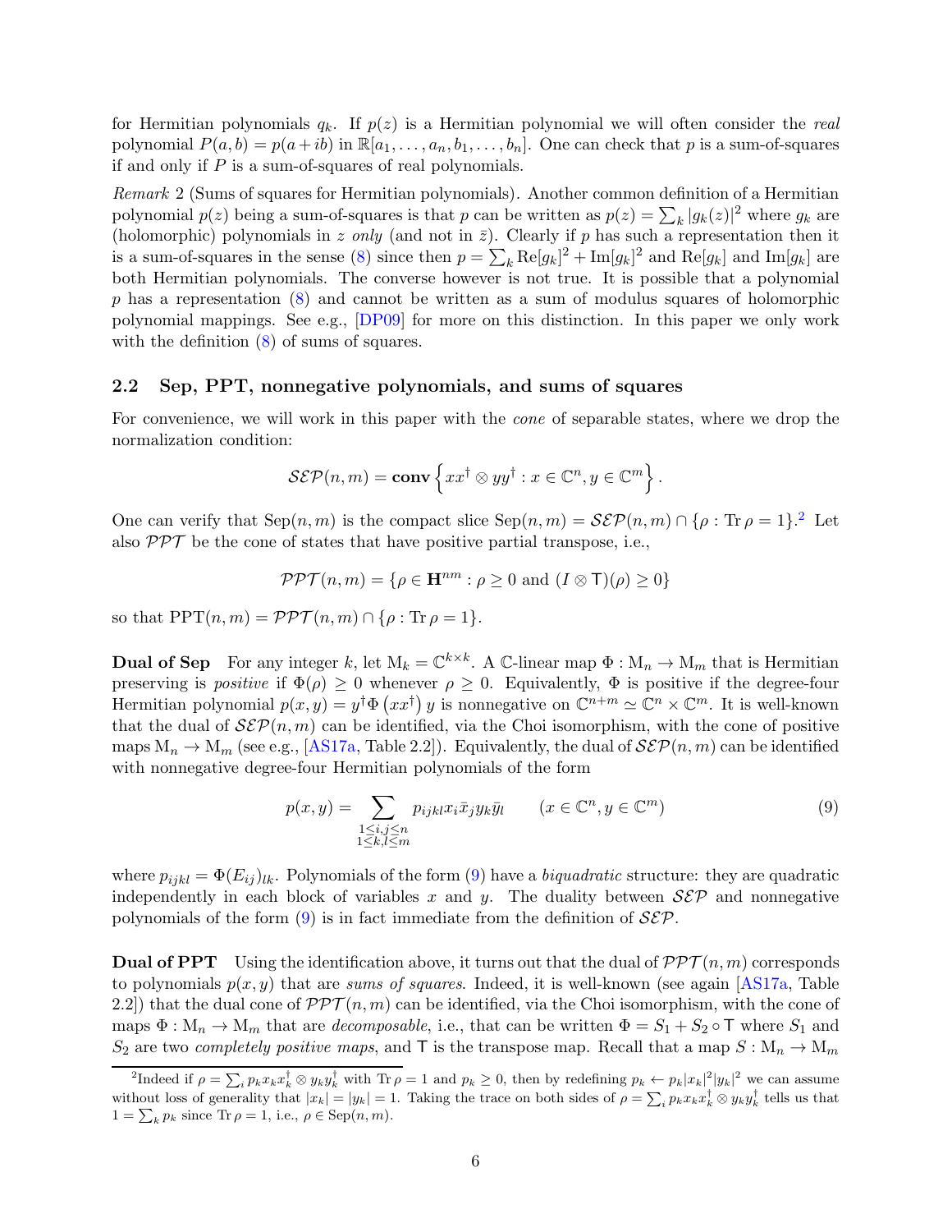for Hermitian polynomials $q_k$. If $p(z)$ is a Hermitian polynomial we will often consider the *real* polynomial $P(a,b) = p(a+ib)$ in $\mathbb{R}[a_1,\dots,a_n,b_1,\dots,b_n]$. One can check that $p$ is a sum-of-squares if and only if $P$ is a sum-of-squares of real polynomials.

*Remark* 2 (Sums of squares for Hermitian polynomials). Another common definition of a Hermitian polynomial $p(z)$ being a sum-of-squares is that $p$ can be written as $p(z) = \sum_k |g_k(z)|^2$ where $g_k$ are (holomorphic) polynomials in $z$ *only* (and not in $\bar{z}$). Clearly if $p$ has such a representation then it is a sum-of-squares in the sense (8) since then $p = \sum_k \mathrm{Re}[g_k]^2 + \mathrm{Im}[g_k]^2$ and $\mathrm{Re}[g_k]$ and $\mathrm{Im}[g_k]$ are both Hermitian polynomials. The converse however is not true. It is possible that a polynomial $p$ has a representation (8) and cannot be written as a sum of modulus squares of holomorphic polynomial mappings. See e.g., [DP09] for more on this distinction. In this paper we only work with the definition (8) of sums of squares.

### 2.2 Sep, PPT, nonnegative polynomials, and sums of squares

For convenience, we will work in this paper with the *cone* of separable states, where we drop the normalization condition:

$$\mathcal{SEP}(n,m) = \mathbf{conv}\left\{ xx^\dagger \otimes yy^\dagger : x \in \mathbb{C}^n, y \in \mathbb{C}^m \right\}.$$

One can verify that $\mathrm{Sep}(n,m)$ is the compact slice $\mathrm{Sep}(n,m) = \mathcal{SEP}(n,m) \cap \{\rho : \mathrm{Tr}\,\rho = 1\}$.[2] Let also $\mathcal{PPT}$ be the cone of states that have positive partial transpose, i.e.,

$$\mathcal{PPT}(n,m) = \{\rho \in \mathbf{H}^{nm} : \rho \geq 0 \text{ and } (I \otimes \mathsf{T})(\rho) \geq 0\}$$

so that $\mathrm{PPT}(n,m) = \mathcal{PPT}(n,m) \cap \{\rho : \mathrm{Tr}\,\rho = 1\}$.

**Dual of Sep** For any integer $k$, let $\mathrm{M}_k = \mathbb{C}^{k\times k}$. A $\mathbb{C}$-linear map $\Phi : \mathrm{M}_n \to \mathrm{M}_m$ that is Hermitian preserving is *positive* if $\Phi(\rho) \geq 0$ whenever $\rho \geq 0$. Equivalently, $\Phi$ is positive if the degree-four Hermitian polynomial $p(x,y) = y^\dagger \Phi\left(xx^\dagger\right) y$ is nonnegative on $\mathbb{C}^{n+m} \simeq \mathbb{C}^n \times \mathbb{C}^m$. It is well-known that the dual of $\mathcal{SEP}(n,m)$ can be identified, via the Choi isomorphism, with the cone of positive maps $\mathrm{M}_n \to \mathrm{M}_m$ (see e.g., [AS17a, Table 2.2]). Equivalently, the dual of $\mathcal{SEP}(n,m)$ can be identified with nonnegative degree-four Hermitian polynomials of the form

$$p(x,y) = \sum_{\substack{1\leq i,j\leq n\\ 1\leq k,l\leq m}} p_{ijkl} x_i \bar{x}_j y_k \bar{y}_l \qquad (x \in \mathbb{C}^n, y \in \mathbb{C}^m) \tag{9}$$

where $p_{ijkl} = \Phi(E_{ij})_{lk}$. Polynomials of the form (9) have a *biquadratic* structure: they are quadratic independently in each block of variables $x$ and $y$. The duality between $\mathcal{SEP}$ and nonnegative polynomials of the form (9) is in fact immediate from the definition of $\mathcal{SEP}$.

**Dual of PPT** Using the identification above, it turns out that the dual of $\mathcal{PPT}(n,m)$ corresponds to polynomials $p(x,y)$ that are *sums of squares*. Indeed, it is well-known (see again [AS17a, Table 2.2]) that the dual cone of $\mathcal{PPT}(n,m)$ can be identified, via the Choi isomorphism, with the cone of maps $\Phi : \mathrm{M}_n \to \mathrm{M}_m$ that are *decomposable*, i.e., that can be written $\Phi = S_1 + S_2 \circ \mathsf{T}$ where $S_1$ and $S_2$ are two *completely positive maps*, and $\mathsf{T}$ is the transpose map. Recall that a map $S : \mathrm{M}_n \to \mathrm{M}_m$

[2] Indeed if $\rho = \sum_i p_k x_k x_k^\dagger \otimes y_k y_k^\dagger$ with $\mathrm{Tr}\,\rho = 1$ and $p_k \geq 0$, then by redefining $p_k \leftarrow p_k |x_k|^2 |y_k|^2$ we can assume without loss of generality that $|x_k| = |y_k| = 1$. Taking the trace on both sides of $\rho = \sum_i p_k x_k x_k^\dagger \otimes y_k y_k^\dagger$ tells us that $1 = \sum_k p_k$ since $\mathrm{Tr}\,\rho = 1$, i.e., $\rho \in \mathrm{Sep}(n,m)$.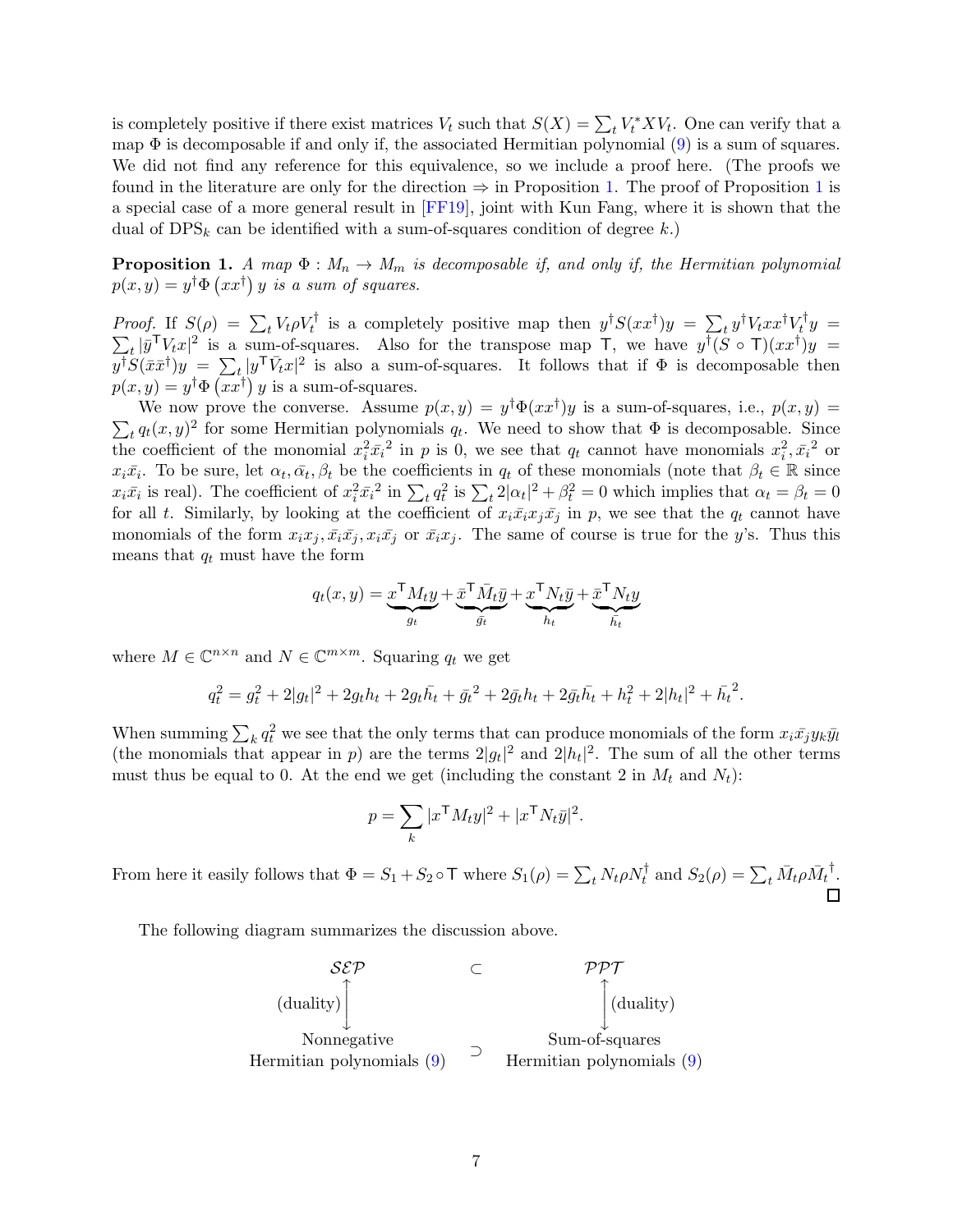is completely positive if there exist matrices $V_t$ such that $S(X) = \sum_t V_t^* X V_t$. One can verify that a map $\Phi$ is decomposable if and only if, the associated Hermitian polynomial (9) is a sum of squares. We did not find any reference for this equivalence, so we include a proof here. (The proofs we found in the literature are only for the direction $\Rightarrow$ in Proposition 1. The proof of Proposition 1 is a special case of a more general result in [FF19], joint with Kun Fang, where it is shown that the dual of $\text{DPS}_k$ can be identified with a sum-of-squares condition of degree $k$.)

**Proposition 1.** *A map $\Phi : M_n \to M_m$ is decomposable if, and only if, the Hermitian polynomial $p(x, y) = y^\dagger \Phi\left(xx^\dagger\right) y$ is a sum of squares.*

*Proof.* If $S(\rho) = \sum_t V_t \rho V_t^\dagger$ is a completely positive map then $y^\dagger S(xx^\dagger) y = \sum_t y^\dagger V_t x x^\dagger V_t^\dagger y = \sum_t |\bar{y}^\mathsf{T} V_t x|^2$ is a sum-of-squares. Also for the transpose map $\mathsf{T}$, we have $y^\dagger (S \circ \mathsf{T})(xx^\dagger) y = y^\dagger S(\bar{x}\bar{x}^\dagger) y = \sum_t |y^\mathsf{T} \bar{V}_t x|^2$ is also a sum-of-squares. It follows that if $\Phi$ is decomposable then $p(x, y) = y^\dagger \Phi\left(xx^\dagger\right) y$ is a sum-of-squares.

We now prove the converse. Assume $p(x, y) = y^\dagger \Phi(xx^\dagger) y$ is a sum-of-squares, i.e., $p(x, y) = \sum_t q_t(x, y)^2$ for some Hermitian polynomials $q_t$. We need to show that $\Phi$ is decomposable. Since the coefficient of the monomial $x_i^2 \bar{x}_i{}^2$ in $p$ is 0, we see that $q_t$ cannot have monomials $x_i^2, \bar{x}_i{}^2$ or $x_i \bar{x}_i$. To be sure, let $\alpha_t, \bar{\alpha_t}, \beta_t$ be the coefficients in $q_t$ of these monomials (note that $\beta_t \in \mathbb{R}$ since $x_i \bar{x}_i$ is real). The coefficient of $x_i^2 \bar{x}_i{}^2$ in $\sum_t q_t^2$ is $\sum_t 2|\alpha_t|^2 + \beta_t^2 = 0$ which implies that $\alpha_t = \beta_t = 0$ for all $t$. Similarly, by looking at the coefficient of $x_i \bar{x}_i x_j \bar{x}_j$ in $p$, we see that the $q_t$ cannot have monomials of the form $x_i x_j, \bar{x}_i \bar{x}_j, x_i \bar{x}_j$ or $\bar{x}_i x_j$. The same of course is true for the $y$'s. Thus this means that $q_t$ must have the form

$$q_t(x, y) = \underbrace{x^\mathsf{T} M_t y}_{g_t} + \underbrace{\bar{x}^\mathsf{T} \bar{M}_t \bar{y}}_{\bar{g}_t} + \underbrace{x^\mathsf{T} N_t \bar{y}}_{h_t} + \underbrace{\bar{x}^\mathsf{T} N_t y}_{\bar{h}_t}$$

where $M \in \mathbb{C}^{n \times n}$ and $N \in \mathbb{C}^{m \times m}$. Squaring $q_t$ we get

$$q_t^2 = g_t^2 + 2|g_t|^2 + 2g_t h_t + 2g_t \bar{h_t} + \bar{g_t}^2 + 2\bar{g_t} h_t + 2\bar{g_t}\bar{h_t} + h_t^2 + 2|h_t|^2 + \bar{h_t}^2.$$

When summing $\sum_k q_t^2$ we see that the only terms that can produce monomials of the form $x_i \bar{x}_j y_k \bar{y}_l$ (the monomials that appear in $p$) are the terms $2|g_t|^2$ and $2|h_t|^2$. The sum of all the other terms must thus be equal to 0. At the end we get (including the constant 2 in $M_t$ and $N_t$):

$$p = \sum_k |x^\mathsf{T} M_t y|^2 + |x^\mathsf{T} N_t \bar{y}|^2.$$

From here it easily follows that $\Phi = S_1 + S_2 \circ \mathsf{T}$ where $S_1(\rho) = \sum_t N_t \rho N_t^\dagger$ and $S_2(\rho) = \sum_t \bar{M}_t \rho \bar{M}_t{}^\dagger$. $\square$

The following diagram summarizes the discussion above.

$$\begin{array}{ccc}
\mathcal{SEP} & \subset & \mathcal{PPT} \\
\updownarrow \text{(duality)} & & \updownarrow \text{(duality)} \\
\text{Nonnegative Hermitian polynomials (9)} & \supset & \text{Sum-of-squares Hermitian polynomials (9)}
\end{array}$$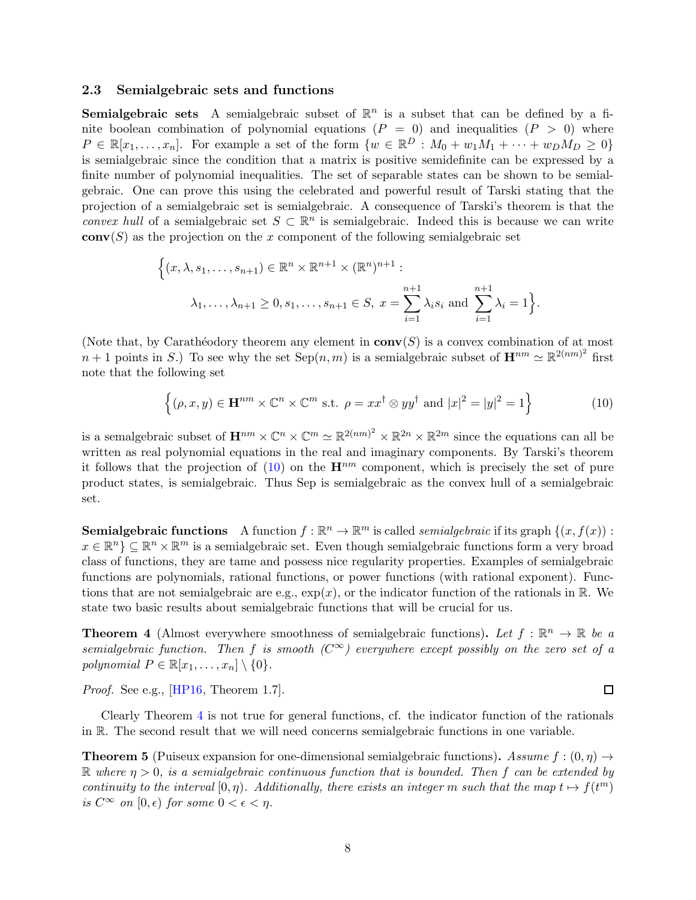### 2.3 Semialgebraic sets and functions

**Semialgebraic sets** A semialgebraic subset of $\mathbb{R}^n$ is a subset that can be defined by a finite boolean combination of polynomial equations ($P = 0$) and inequalities ($P > 0$) where $P \in \mathbb{R}[x_1, \ldots, x_n]$. For example a set of the form $\{w \in \mathbb{R}^D : M_0 + w_1 M_1 + \cdots + w_D M_D \geq 0\}$ is semialgebraic since the condition that a matrix is positive semidefinite can be expressed by a finite number of polynomial inequalities. The set of separable states can be shown to be semialgebraic. One can prove this using the celebrated and powerful result of Tarski stating that the projection of a semialgebraic set is semialgebraic. A consequence of Tarski's theorem is that the *convex hull* of a semialgebraic set $S \subset \mathbb{R}^n$ is semialgebraic. Indeed this is because we can write $\mathbf{conv}(S)$ as the projection on the $x$ component of the following semialgebraic set

$$\Big\{(x, \lambda, s_1, \ldots, s_{n+1}) \in \mathbb{R}^n \times \mathbb{R}^{n+1} \times (\mathbb{R}^n)^{n+1} : \\ \lambda_1, \ldots, \lambda_{n+1} \geq 0, s_1, \ldots, s_{n+1} \in S,\ x = \sum_{i=1}^{n+1} \lambda_i s_i \text{ and } \sum_{i=1}^{n+1} \lambda_i = 1\Big\}.$$

(Note that, by Carathéodory theorem any element in $\mathbf{conv}(S)$ is a convex combination of at most $n+1$ points in $S$.) To see why the set $\text{Sep}(n, m)$ is a semialgebraic subset of $\mathbf{H}^{nm} \simeq \mathbb{R}^{2(nm)^2}$ first note that the following set

$$\Big\{(\rho, x, y) \in \mathbf{H}^{nm} \times \mathbb{C}^n \times \mathbb{C}^m \text{ s.t. } \rho = xx^\dagger \otimes yy^\dagger \text{ and } |x|^2 = |y|^2 = 1\Big\} \tag{10}$$

is a semalgebraic subset of $\mathbf{H}^{nm} \times \mathbb{C}^n \times \mathbb{C}^m \simeq \mathbb{R}^{2(nm)^2} \times \mathbb{R}^{2n} \times \mathbb{R}^{2m}$ since the equations can all be written as real polynomial equations in the real and imaginary components. By Tarski's theorem it follows that the projection of (10) on the $\mathbf{H}^{nm}$ component, which is precisely the set of pure product states, is semialgebraic. Thus Sep is semialgebraic as the convex hull of a semialgebraic set.

**Semialgebraic functions** A function $f : \mathbb{R}^n \to \mathbb{R}^m$ is called *semialgebraic* if its graph $\{(x, f(x)) : x \in \mathbb{R}^n\} \subseteq \mathbb{R}^n \times \mathbb{R}^m$ is a semialgebraic set. Even though semialgebraic functions form a very broad class of functions, they are tame and possess nice regularity properties. Examples of semialgebraic functions are polynomials, rational functions, or power functions (with rational exponent). Functions that are not semialgebraic are e.g., $\exp(x)$, or the indicator function of the rationals in $\mathbb{R}$. We state two basic results about semialgebraic functions that will be crucial for us.

**Theorem 4** (Almost everywhere smoothness of semialgebraic functions)**.** *Let $f : \mathbb{R}^n \to \mathbb{R}$ be a semialgebraic function. Then $f$ is smooth ($C^\infty$) everywhere except possibly on the zero set of a polynomial $P \in \mathbb{R}[x_1, \ldots, x_n] \setminus \{0\}$.*

*Proof.* See e.g., [HP16, Theorem 1.7]. $\square$

Clearly Theorem 4 is not true for general functions, cf. the indicator function of the rationals in $\mathbb{R}$. The second result that we will need concerns semialgebraic functions in one variable.

**Theorem 5** (Puiseux expansion for one-dimensional semialgebraic functions)**.** *Assume $f : (0, \eta) \to \mathbb{R}$ where $\eta > 0$, is a semialgebraic continuous function that is bounded. Then $f$ can be extended by continuity to the interval $[0, \eta)$. Additionally, there exists an integer $m$ such that the map $t \mapsto f(t^m)$ is $C^\infty$ on $[0, \epsilon)$ for some $0 < \epsilon < \eta$.*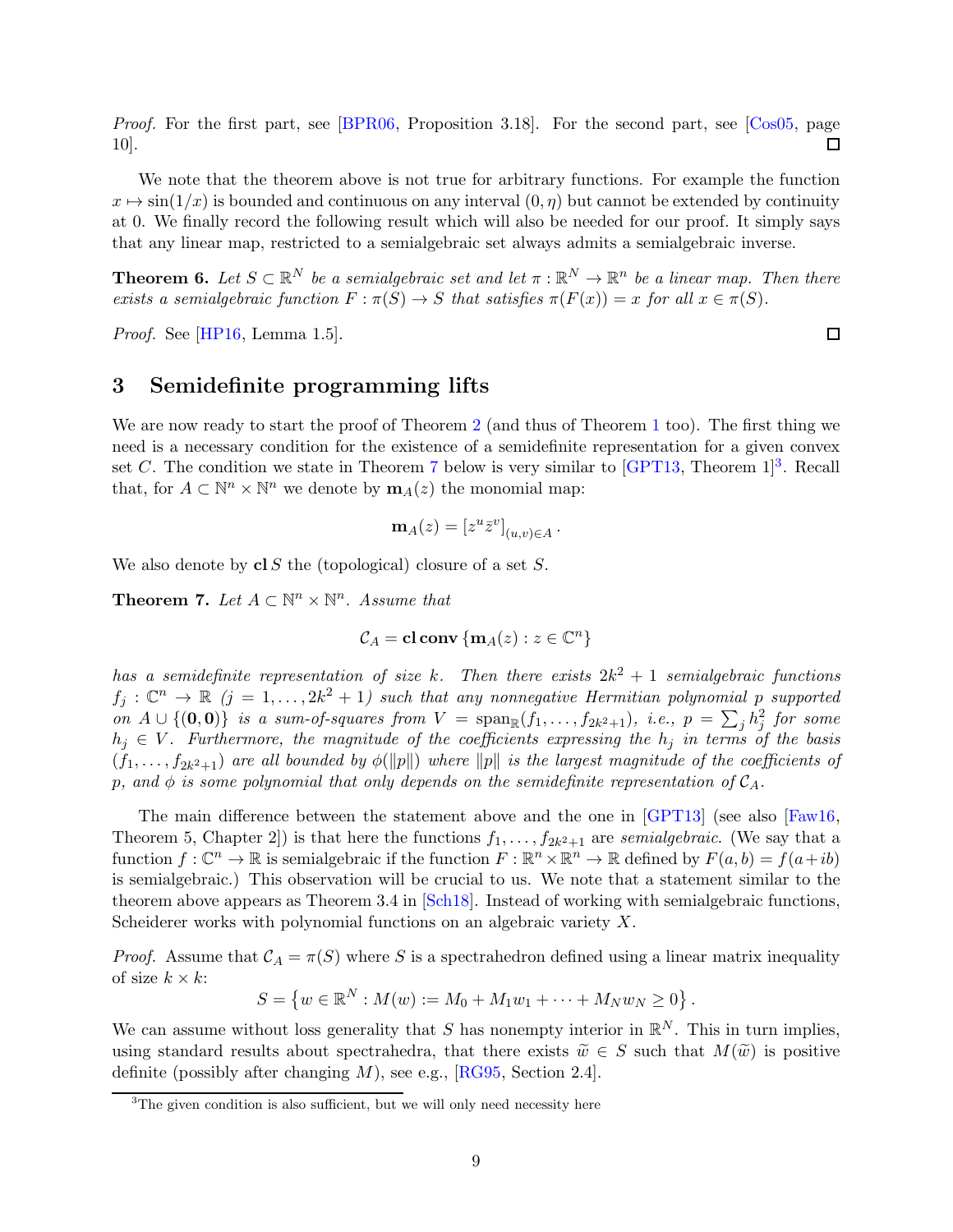*Proof.* For the first part, see [BPR06, Proposition 3.18]. For the second part, see [Cos05, page 10]. $\square$

We note that the theorem above is not true for arbitrary functions. For example the function $x \mapsto \sin(1/x)$ is bounded and continuous on any interval $(0, \eta)$ but cannot be extended by continuity at 0. We finally record the following result which will also be needed for our proof. It simply says that any linear map, restricted to a semialgebraic set always admits a semialgebraic inverse.

**Theorem 6.** *Let $S \subset \mathbb{R}^N$ be a semialgebraic set and let $\pi : \mathbb{R}^N \to \mathbb{R}^n$ be a linear map. Then there exists a semialgebraic function $F : \pi(S) \to S$ that satisfies $\pi(F(x)) = x$ for all $x \in \pi(S)$.*

*Proof.* See [HP16, Lemma 1.5]. $\square$

## 3 Semidefinite programming lifts

We are now ready to start the proof of Theorem 2 (and thus of Theorem 1 too). The first thing we need is a necessary condition for the existence of a semidefinite representation for a given convex set $C$. The condition we state in Theorem 7 below is very similar to [GPT13, Theorem 1][3]. Recall that, for $A \subset \mathbb{N}^n \times \mathbb{N}^n$ we denote by $\mathbf{m}_A(z)$ the monomial map:

$$\mathbf{m}_A(z) = [z^u \bar{z}^v]_{(u,v) \in A}.$$

We also denote by $\mathbf{cl}\, S$ the (topological) closure of a set $S$.

**Theorem 7.** *Let $A \subset \mathbb{N}^n \times \mathbb{N}^n$. Assume that*

$$\mathcal{C}_A = \mathbf{cl}\,\mathbf{conv}\,\{\mathbf{m}_A(z) : z \in \mathbb{C}^n\}$$

*has a semidefinite representation of size $k$. Then there exists $2k^2+1$ semialgebraic functions $f_j : \mathbb{C}^n \to \mathbb{R}$ ($j = 1, \ldots, 2k^2+1$) such that any nonnegative Hermitian polynomial $p$ supported on $A \cup \{(\mathbf{0}, \mathbf{0})\}$ is a sum-of-squares from $V = \operatorname{span}_{\mathbb{R}}(f_1, \ldots, f_{2k^2+1})$, i.e., $p = \sum_j h_j^2$ for some $h_j \in V$. Furthermore, the magnitude of the coefficients expressing the $h_j$ in terms of the basis $(f_1, \ldots, f_{2k^2+1})$ are all bounded by $\phi(\|p\|)$ where $\|p\|$ is the largest magnitude of the coefficients of $p$, and $\phi$ is some polynomial that only depends on the semidefinite representation of $\mathcal{C}_A$.*

The main difference between the statement above and the one in [GPT13] (see also [Faw16, Theorem 5, Chapter 2]) is that here the functions $f_1, \ldots, f_{2k^2+1}$ are *semialgebraic*. (We say that a function $f : \mathbb{C}^n \to \mathbb{R}$ is semialgebraic if the function $F : \mathbb{R}^n \times \mathbb{R}^n \to \mathbb{R}$ defined by $F(a, b) = f(a + ib)$ is semialgebraic.) This observation will be crucial to us. We note that a statement similar to the theorem above appears as Theorem 3.4 in [Sch18]. Instead of working with semialgebraic functions, Scheiderer works with polynomial functions on an algebraic variety $X$.

*Proof.* Assume that $\mathcal{C}_A = \pi(S)$ where $S$ is a spectrahedron defined using a linear matrix inequality of size $k \times k$:

$$S = \left\{ w \in \mathbb{R}^N : M(w) := M_0 + M_1 w_1 + \cdots + M_N w_N \succeq 0 \right\}.$$

We can assume without loss generality that $S$ has nonempty interior in $\mathbb{R}^N$. This in turn implies, using standard results about spectrahedra, that there exists $\widetilde{w} \in S$ such that $M(\widetilde{w})$ is positive definite (possibly after changing $M$), see e.g., [RG95, Section 2.4].

[3] The given condition is also sufficient, but we will only need necessity here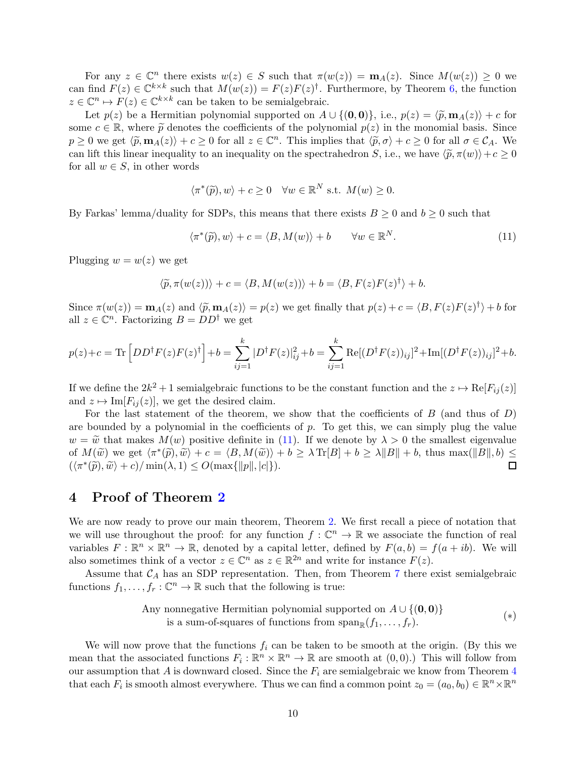For any $z \in \mathbb{C}^n$ there exists $w(z) \in S$ such that $\pi(w(z)) = \mathbf{m}_A(z)$. Since $M(w(z)) \geq 0$ we can find $F(z) \in \mathbb{C}^{k\times k}$ such that $M(w(z)) = F(z)F(z)^\dagger$. Furthermore, by Theorem 6, the function $z \in \mathbb{C}^n \mapsto F(z) \in \mathbb{C}^{k\times k}$ can be taken to be semialgebraic.

Let $p(z)$ be a Hermitian polynomial supported on $A \cup \{(\mathbf{0}, \mathbf{0})\}$, i.e., $p(z) = \langle \widetilde{p}, \mathbf{m}_A(z)\rangle + c$ for some $c \in \mathbb{R}$, where $\widetilde{p}$ denotes the coefficients of the polynomial $p(z)$ in the monomial basis. Since $p \geq 0$ we get $\langle \widetilde{p}, \mathbf{m}_A(z)\rangle + c \geq 0$ for all $z \in \mathbb{C}^n$. This implies that $\langle \widetilde{p}, \sigma\rangle + c \geq 0$ for all $\sigma \in \mathcal{C}_A$. We can lift this linear inequality to an inequality on the spectrahedron $S$, i.e., we have $\langle \widetilde{p}, \pi(w)\rangle + c \geq 0$ for all $w \in S$, in other words

$$\langle \pi^*(\widetilde{p}), w\rangle + c \geq 0 \quad \forall w \in \mathbb{R}^N \text{ s.t. } M(w) \geq 0.$$

By Farkas' lemma/duality for SDPs, this means that there exists $B \geq 0$ and $b \geq 0$ such that

$$\langle \pi^*(\widetilde{p}), w\rangle + c = \langle B, M(w)\rangle + b \qquad \forall w \in \mathbb{R}^N. \tag{11}$$

Plugging $w = w(z)$ we get

$$\langle \widetilde{p}, \pi(w(z))\rangle + c = \langle B, M(w(z))\rangle + b = \langle B, F(z)F(z)^\dagger\rangle + b.$$

Since $\pi(w(z)) = \mathbf{m}_A(z)$ and $\langle \widetilde{p}, \mathbf{m}_A(z)\rangle = p(z)$ we get finally that $p(z) + c = \langle B, F(z)F(z)^\dagger\rangle + b$ for all $z \in \mathbb{C}^n$. Factorizing $B = DD^\dagger$ we get

$$p(z)+c = \operatorname{Tr}\left[DD^\dagger F(z)F(z)^\dagger\right] + b = \sum_{ij=1}^{k} |D^\dagger F(z)|_{ij}^2 + b = \sum_{ij=1}^{k} \operatorname{Re}[(D^\dagger F(z))_{ij}]^2 + \operatorname{Im}[(D^\dagger F(z))_{ij}]^2 + b.$$

If we define the $2k^2+1$ semialgebraic functions to be the constant function and the $z \mapsto \operatorname{Re}[F_{ij}(z)]$ and $z \mapsto \operatorname{Im}[F_{ij}(z)]$, we get the desired claim.

For the last statement of the theorem, we show that the coefficients of $B$ (and thus of $D$) are bounded by a polynomial in the coefficients of $p$. To get this, we can simply plug the value $w = \widetilde{w}$ that makes $M(w)$ positive definite in (11). If we denote by $\lambda > 0$ the smallest eigenvalue of $M(\widetilde{w})$ we get $\langle \pi^*(\widetilde{p}), \widetilde{w}\rangle + c = \langle B, M(\widetilde{w})\rangle + b \geq \lambda \operatorname{Tr}[B] + b \geq \lambda \|B\| + b$, thus $\max(\|B\|, b) \leq (\langle \pi^*(\widetilde{p}), \widetilde{w}\rangle + c)/\min(\lambda, 1) \leq O(\max\{\|p\|, |c|\})$. □

# 4 Proof of Theorem 2

We are now ready to prove our main theorem, Theorem 2. We first recall a piece of notation that we will use throughout the proof: for any function $f : \mathbb{C}^n \to \mathbb{R}$ we associate the function of real variables $F : \mathbb{R}^n \times \mathbb{R}^n \to \mathbb{R}$, denoted by a capital letter, defined by $F(a, b) = f(a + ib)$. We will also sometimes think of a vector $z \in \mathbb{C}^n$ as $z \in \mathbb{R}^{2n}$ and write for instance $F(z)$.

Assume that $\mathcal{C}_A$ has an SDP representation. Then, from Theorem 7 there exist semialgebraic functions $f_1, \ldots, f_r : \mathbb{C}^n \to \mathbb{R}$ such that the following is true:

$$\begin{array}{c}\text{Any nonnegative Hermitian polynomial supported on } A \cup \{(\mathbf{0}, \mathbf{0})\} \\ \text{is a sum-of-squares of functions from } \operatorname{span}_{\mathbb{R}}(f_1, \ldots, f_r).\end{array} \tag{$*$}$$

We will now prove that the functions $f_i$ can be taken to be smooth at the origin. (By this we mean that the associated functions $F_i : \mathbb{R}^n \times \mathbb{R}^n \to \mathbb{R}$ are smooth at $(0, 0)$.) This will follow from our assumption that $A$ is downward closed. Since the $F_i$ are semialgebraic we know from Theorem 4 that each $F_i$ is smooth almost everywhere. Thus we can find a common point $z_0 = (a_0, b_0) \in \mathbb{R}^n \times \mathbb{R}^n$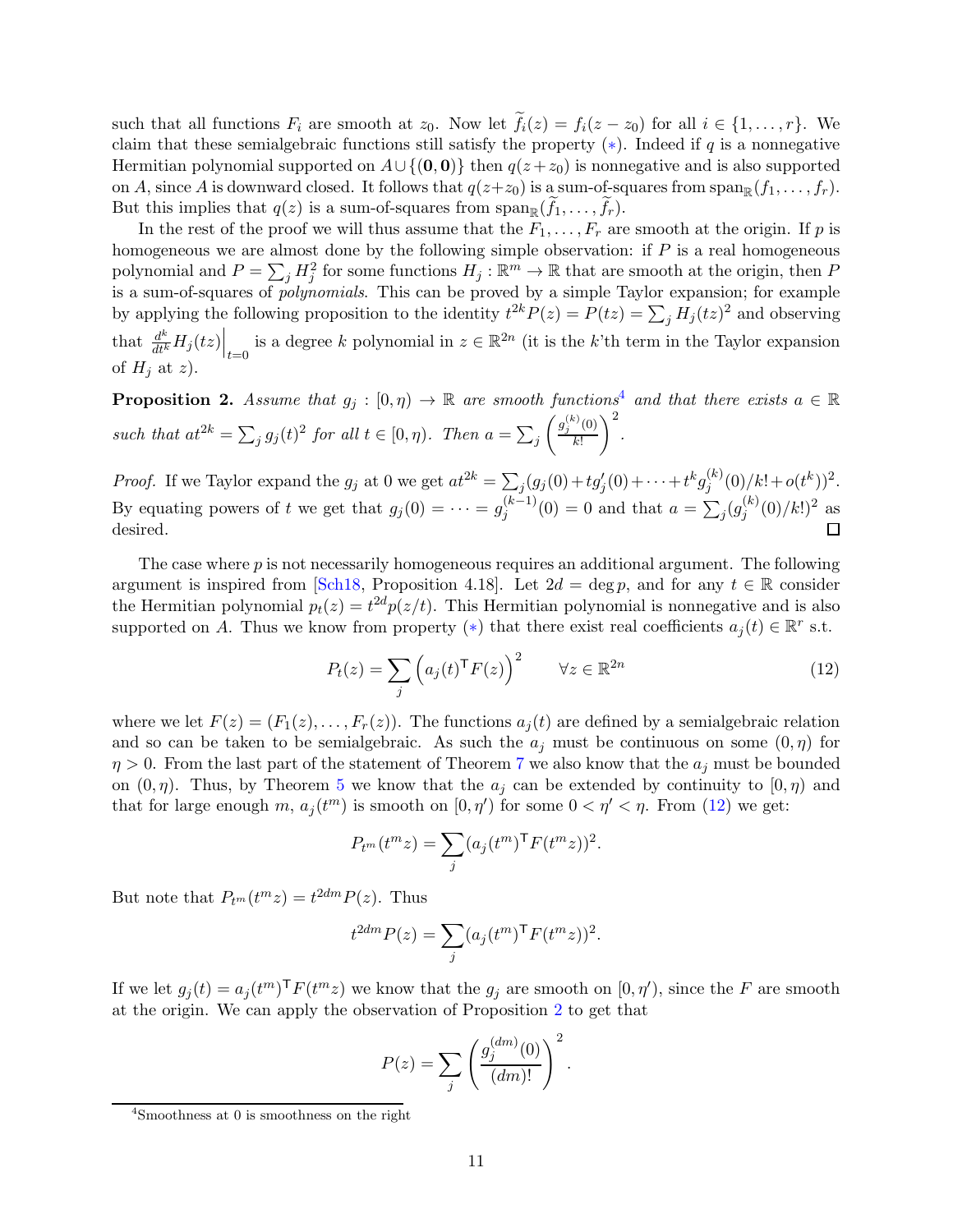such that all functions $F_i$ are smooth at $z_0$. Now let $\widetilde{f}_i(z) = f_i(z - z_0)$ for all $i \in \{1, \ldots, r\}$. We claim that these semialgebraic functions still satisfy the property (∗). Indeed if $q$ is a nonnegative Hermitian polynomial supported on $A \cup \{(\mathbf{0}, \mathbf{0})\}$ then $q(z + z_0)$ is nonnegative and is also supported on $A$, since $A$ is downward closed. It follows that $q(z+z_0)$ is a sum-of-squares from $\operatorname{span}_{\mathbb{R}}(f_1, \ldots, f_r)$. But this implies that $q(z)$ is a sum-of-squares from $\operatorname{span}_{\mathbb{R}}(\widetilde{f}_1, \ldots, \widetilde{f}_r)$.

In the rest of the proof we will thus assume that the $F_1, \ldots, F_r$ are smooth at the origin. If $p$ is homogeneous we are almost done by the following simple observation: if $P$ is a real homogeneous polynomial and $P = \sum_j H_j^2$ for some functions $H_j : \mathbb{R}^m \to \mathbb{R}$ that are smooth at the origin, then $P$ is a sum-of-squares of *polynomials*. This can be proved by a simple Taylor expansion; for example by applying the following proposition to the identity $t^{2k} P(z) = P(tz) = \sum_j H_j(tz)^2$ and observing that $\frac{d^k}{dt^k} H_j(tz)\Big|_{t=0}$ is a degree $k$ polynomial in $z \in \mathbb{R}^{2n}$ (it is the $k$'th term in the Taylor expansion of $H_j$ at $z$).

**Proposition 2.** *Assume that $g_j : [0, \eta) \to \mathbb{R}$ are smooth functions*[4] *and that there exists $a \in \mathbb{R}$ such that $at^{2k} = \sum_j g_j(t)^2$ for all $t \in [0, \eta)$. Then $a = \sum_j \left( \frac{g_j^{(k)}(0)}{k!} \right)^2$.*

*Proof.* If we Taylor expand the $g_j$ at 0 we get $at^{2k} = \sum_j (g_j(0) + t g_j'(0) + \cdots + t^k g_j^{(k)}(0)/k! + o(t^k))^2$. By equating powers of $t$ we get that $g_j(0) = \cdots = g_j^{(k-1)}(0) = 0$ and that $a = \sum_j (g_j^{(k)}(0)/k!)^2$ as desired. □

The case where $p$ is not necessarily homogeneous requires an additional argument. The following argument is inspired from [Sch18, Proposition 4.18]. Let $2d = \deg p$, and for any $t \in \mathbb{R}$ consider the Hermitian polynomial $p_t(z) = t^{2d} p(z/t)$. This Hermitian polynomial is nonnegative and is also supported on $A$. Thus we know from property (∗) that there exist real coefficients $a_j(t) \in \mathbb{R}^r$ s.t.

$$P_t(z) = \sum_j \left( a_j(t)^{\mathsf{T}} F(z) \right)^2 \qquad \forall z \in \mathbb{R}^{2n} \tag{12}$$

where we let $F(z) = (F_1(z), \ldots, F_r(z))$. The functions $a_j(t)$ are defined by a semialgebraic relation and so can be taken to be semialgebraic. As such the $a_j$ must be continuous on some $(0, \eta)$ for $\eta > 0$. From the last part of the statement of Theorem 7 we also know that the $a_j$ must be bounded on $(0, \eta)$. Thus, by Theorem 5 we know that the $a_j$ can be extended by continuity to $[0, \eta)$ and that for large enough $m$, $a_j(t^m)$ is smooth on $[0, \eta')$ for some $0 < \eta' < \eta$. From (12) we get:

$$P_{t^m}(t^m z) = \sum_j (a_j(t^m)^{\mathsf{T}} F(t^m z))^2.$$

But note that $P_{t^m}(t^m z) = t^{2dm} P(z)$. Thus

$$t^{2dm} P(z) = \sum_j (a_j(t^m)^{\mathsf{T}} F(t^m z))^2.$$

If we let $g_j(t) = a_j(t^m)^{\mathsf{T}} F(t^m z)$ we know that the $g_j$ are smooth on $[0, \eta')$, since the $F$ are smooth at the origin. We can apply the observation of Proposition 2 to get that

$$P(z) = \sum_j \left( \frac{g_j^{(dm)}(0)}{(dm)!} \right)^2.$$

[4] Smoothness at 0 is smoothness on the right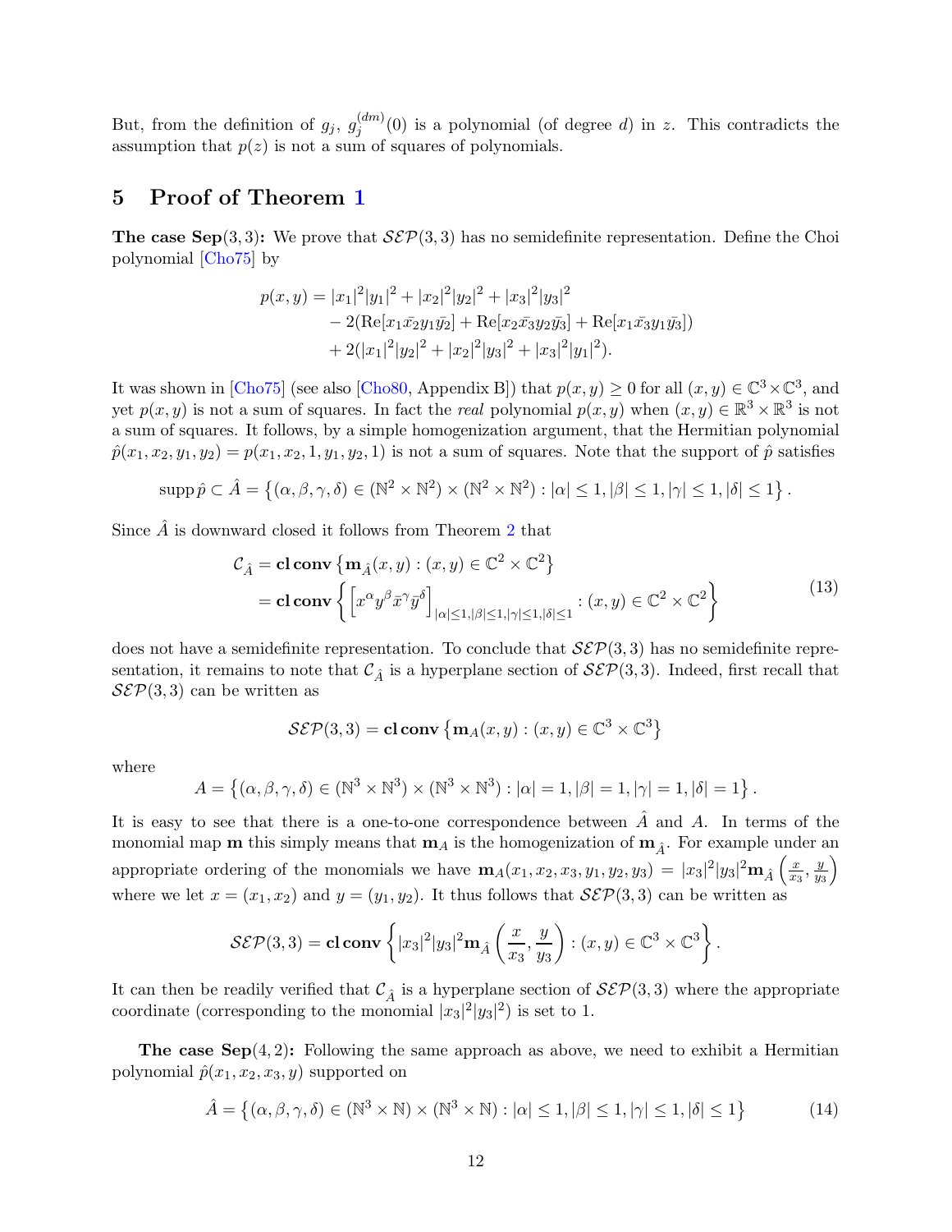But, from the definition of $g_j$, $g_j^{(dm)}(0)$ is a polynomial (of degree $d$) in $z$. This contradicts the assumption that $p(z)$ is not a sum of squares of polynomials.

## 5 Proof of Theorem 1

**The case Sep$(3,3)$:** We prove that $\mathcal{SEP}(3,3)$ has no semidefinite representation. Define the Choi polynomial [Cho75] by

$$
\begin{aligned}
p(x,y) = & |x_1|^2|y_1|^2 + |x_2|^2|y_2|^2 + |x_3|^2|y_3|^2 \\
& - 2(\mathrm{Re}[x_1\bar{x_2}y_1\bar{y_2}] + \mathrm{Re}[x_2\bar{x_3}y_2\bar{y_3}] + \mathrm{Re}[x_1\bar{x_3}y_1\bar{y_3}]) \\
& + 2(|x_1|^2|y_2|^2 + |x_2|^2|y_3|^2 + |x_3|^2|y_1|^2).
\end{aligned}
$$

It was shown in [Cho75] (see also [Cho80, Appendix B]) that $p(x,y) \geq 0$ for all $(x,y) \in \mathbb{C}^3 \times \mathbb{C}^3$, and yet $p(x,y)$ is not a sum of squares. In fact the *real* polynomial $p(x,y)$ when $(x,y) \in \mathbb{R}^3 \times \mathbb{R}^3$ is not a sum of squares. It follows, by a simple homogenization argument, that the Hermitian polynomial $\hat{p}(x_1,x_2,y_1,y_2) = p(x_1,x_2,1,y_1,y_2,1)$ is not a sum of squares. Note that the support of $\hat{p}$ satisfies

$$
\operatorname{supp} \hat{p} \subset \hat{A} = \left\{(\alpha,\beta,\gamma,\delta) \in (\mathbb{N}^2 \times \mathbb{N}^2) \times (\mathbb{N}^2 \times \mathbb{N}^2) : |\alpha| \leq 1, |\beta| \leq 1, |\gamma| \leq 1, |\delta| \leq 1\right\}.
$$

Since $\hat{A}$ is downward closed it follows from Theorem 2 that

$$
\begin{aligned}
\mathcal{C}_{\hat{A}} &= \mathbf{cl\,conv}\left\{\mathbf{m}_{\hat{A}}(x,y) : (x,y) \in \mathbb{C}^2 \times \mathbb{C}^2\right\} \\
&= \mathbf{cl\,conv}\left\{\left[x^\alpha y^\beta \bar{x}^\gamma \bar{y}^\delta\right]_{|\alpha|\leq 1, |\beta|\leq 1, |\gamma|\leq 1, |\delta|\leq 1} : (x,y) \in \mathbb{C}^2 \times \mathbb{C}^2\right\}
\end{aligned}
\tag{13}
$$

does not have a semidefinite representation. To conclude that $\mathcal{SEP}(3,3)$ has no semidefinite representation, it remains to note that $\mathcal{C}_{\hat{A}}$ is a hyperplane section of $\mathcal{SEP}(3,3)$. Indeed, first recall that $\mathcal{SEP}(3,3)$ can be written as

$$
\mathcal{SEP}(3,3) = \mathbf{cl\,conv}\left\{\mathbf{m}_A(x,y) : (x,y) \in \mathbb{C}^3 \times \mathbb{C}^3\right\}
$$

where

$$
A = \left\{(\alpha,\beta,\gamma,\delta) \in (\mathbb{N}^3 \times \mathbb{N}^3) \times (\mathbb{N}^3 \times \mathbb{N}^3) : |\alpha| = 1, |\beta| = 1, |\gamma| = 1, |\delta| = 1\right\}.
$$

It is easy to see that there is a one-to-one correspondence between $\hat{A}$ and $A$. In terms of the monomial map $\mathbf{m}$ this simply means that $\mathbf{m}_A$ is the homogenization of $\mathbf{m}_{\hat{A}}$. For example under an appropriate ordering of the monomials we have $\mathbf{m}_A(x_1,x_2,x_3,y_1,y_2,y_3) = |x_3|^2|y_3|^2\mathbf{m}_{\hat{A}}\left(\frac{x}{x_3},\frac{y}{y_3}\right)$ where we let $x = (x_1,x_2)$ and $y = (y_1,y_2)$. It thus follows that $\mathcal{SEP}(3,3)$ can be written as

$$
\mathcal{SEP}(3,3) = \mathbf{cl\,conv}\left\{|x_3|^2|y_3|^2\mathbf{m}_{\hat{A}}\left(\frac{x}{x_3},\frac{y}{y_3}\right) : (x,y) \in \mathbb{C}^3 \times \mathbb{C}^3\right\}.
$$

It can then be readily verified that $\mathcal{C}_{\hat{A}}$ is a hyperplane section of $\mathcal{SEP}(3,3)$ where the appropriate coordinate (corresponding to the monomial $|x_3|^2|y_3|^2$) is set to 1.

**The case Sep$(4,2)$:** Following the same approach as above, we need to exhibit a Hermitian polynomial $\hat{p}(x_1,x_2,x_3,y)$ supported on

$$
\hat{A} = \left\{(\alpha,\beta,\gamma,\delta) \in (\mathbb{N}^3 \times \mathbb{N}) \times (\mathbb{N}^3 \times \mathbb{N}) : |\alpha| \leq 1, |\beta| \leq 1, |\gamma| \leq 1, |\delta| \leq 1\right\}
\tag{14}
$$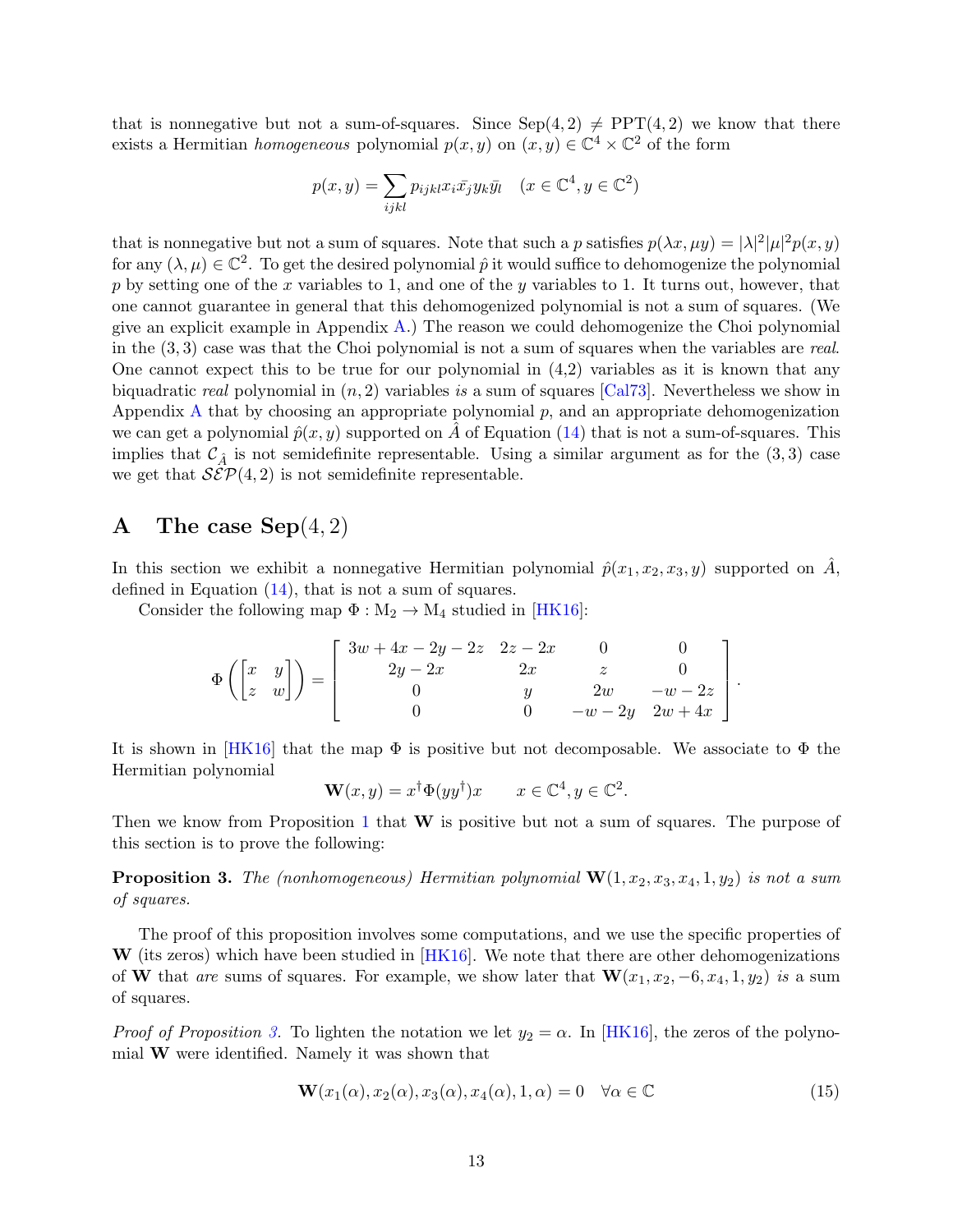that is nonnegative but not a sum-of-squares. Since $\mathrm{Sep}(4,2) \neq \mathrm{PPT}(4,2)$ we know that there exists a Hermitian *homogeneous* polynomial $p(x,y)$ on $(x,y) \in \mathbb{C}^4 \times \mathbb{C}^2$ of the form

$$p(x,y) = \sum_{ijkl} p_{ijkl} x_i \bar{x}_j y_k \bar{y}_l \quad (x \in \mathbb{C}^4, y \in \mathbb{C}^2)$$

that is nonnegative but not a sum of squares. Note that such a $p$ satisfies $p(\lambda x, \mu y) = |\lambda|^2 |\mu|^2 p(x,y)$ for any $(\lambda, \mu) \in \mathbb{C}^2$. To get the desired polynomial $\hat{p}$ it would suffice to dehomogenize the polynomial $p$ by setting one of the $x$ variables to 1, and one of the $y$ variables to 1. It turns out, however, that one cannot guarantee in general that this dehomogenized polynomial is not a sum of squares. (We give an explicit example in Appendix A.) The reason we could dehomogenize the Choi polynomial in the $(3,3)$ case was that the Choi polynomial is not a sum of squares when the variables are *real*. One cannot expect this to be true for our polynomial in (4,2) variables as it is known that any biquadratic *real* polynomial in $(n,2)$ variables *is* a sum of squares [Cal73]. Nevertheless we show in Appendix A that by choosing an appropriate polynomial $p$, and an appropriate dehomogenization we can get a polynomial $\hat{p}(x,y)$ supported on $\hat{A}$ of Equation (14) that is not a sum-of-squares. This implies that $\mathcal{C}_{\hat{A}}$ is not semidefinite representable. Using a similar argument as for the $(3,3)$ case we get that $\mathcal{SEP}(4,2)$ is not semidefinite representable.

# A The case Sep$(4,2)$

In this section we exhibit a nonnegative Hermitian polynomial $\hat{p}(x_1, x_2, x_3, y)$ supported on $\hat{A}$, defined in Equation (14), that is not a sum of squares.

Consider the following map $\Phi : \mathrm{M}_2 \to \mathrm{M}_4$ studied in [HK16]:

$$\Phi\left(\begin{bmatrix} x & y \\ z & w \end{bmatrix}\right) = \begin{bmatrix} 3w+4x-2y-2z & 2z-2x & 0 & 0 \\ 2y-2x & 2x & z & 0 \\ 0 & y & 2w & -w-2z \\ 0 & 0 & -w-2y & 2w+4x \end{bmatrix}.$$

It is shown in [HK16] that the map $\Phi$ is positive but not decomposable. We associate to $\Phi$ the Hermitian polynomial

$$\mathbf{W}(x,y) = x^\dagger \Phi(yy^\dagger) x \qquad x \in \mathbb{C}^4, y \in \mathbb{C}^2.$$

Then we know from Proposition 1 that $\mathbf{W}$ is positive but not a sum of squares. The purpose of this section is to prove the following:

**Proposition 3.** *The (nonhomogeneous) Hermitian polynomial* $\mathbf{W}(1, x_2, x_3, x_4, 1, y_2)$ *is not a sum of squares.*

The proof of this proposition involves some computations, and we use the specific properties of $\mathbf{W}$ (its zeros) which have been studied in [HK16]. We note that there are other dehomogenizations of $\mathbf{W}$ that *are* sums of squares. For example, we show later that $\mathbf{W}(x_1, x_2, -6, x_4, 1, y_2)$ *is* a sum of squares.

*Proof of Proposition 3.* To lighten the notation we let $y_2 = \alpha$. In [HK16], the zeros of the polynomial $\mathbf{W}$ were identified. Namely it was shown that

$$\mathbf{W}(x_1(\alpha), x_2(\alpha), x_3(\alpha), x_4(\alpha), 1, \alpha) = 0 \quad \forall \alpha \in \mathbb{C} \tag{15}$$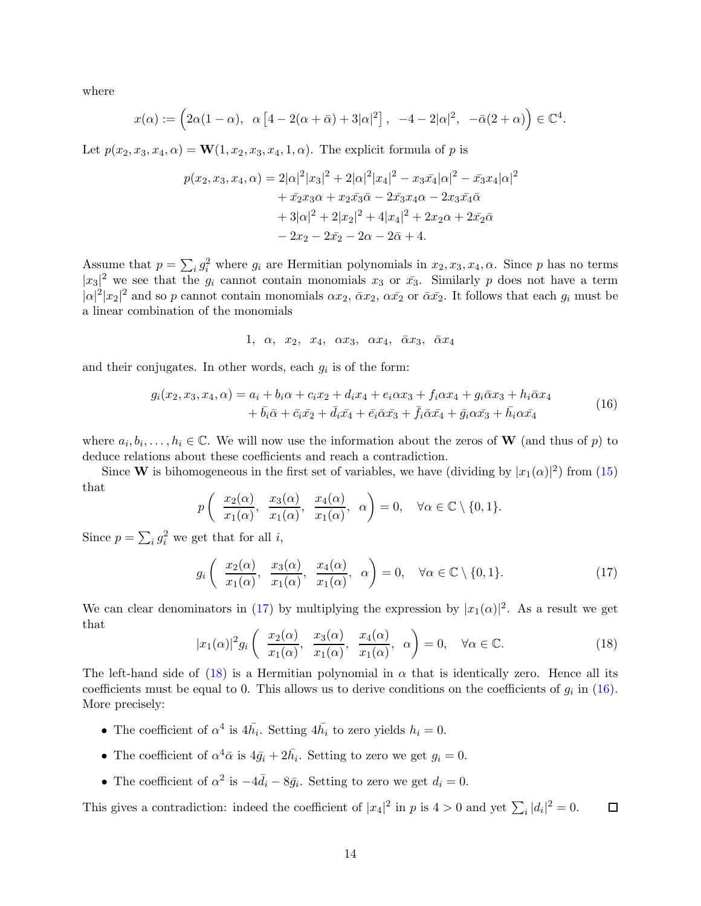where

$$x(\alpha) := \Big(2\alpha(1-\alpha),\ \ \alpha\left[4-2(\alpha+\bar{\alpha})+3|\alpha|^2\right],\ \ -4-2|\alpha|^2,\ \ -\bar{\alpha}(2+\alpha)\Big) \in \mathbb{C}^4.$$

Let $p(x_2, x_3, x_4, \alpha) = \mathbf{W}(1, x_2, x_3, x_4, 1, \alpha)$. The explicit formula of $p$ is

$$\begin{aligned} p(x_2, x_3, x_4, \alpha) = {} & 2|\alpha|^2|x_3|^2 + 2|\alpha|^2|x_4|^2 - x_3\bar{x}_4|\alpha|^2 - \bar{x}_3x_4|\alpha|^2 \\ & + \bar{x}_2x_3\alpha + x_2\bar{x}_3\bar{\alpha} - 2\bar{x}_3x_4\alpha - 2x_3\bar{x}_4\bar{\alpha} \\ & + 3|\alpha|^2 + 2|x_2|^2 + 4|x_4|^2 + 2x_2\alpha + 2\bar{x}_2\bar{\alpha} \\ & - 2x_2 - 2\bar{x}_2 - 2\alpha - 2\bar{\alpha} + 4. \end{aligned}$$

Assume that $p = \sum_i g_i^2$ where $g_i$ are Hermitian polynomials in $x_2, x_3, x_4, \alpha$. Since $p$ has no terms $|x_3|^2$ we see that the $g_i$ cannot contain monomials $x_3$ or $\bar{x}_3$. Similarly $p$ does not have a term $|\alpha|^2|x_2|^2$ and so $p$ cannot contain monomials $\alpha x_2$, $\bar{\alpha}x_2$, $\alpha\bar{x}_2$ or $\bar{\alpha}\bar{x}_2$. It follows that each $g_i$ must be a linear combination of the monomials

$$1,\ \ \alpha,\ \ x_2,\ \ x_4,\ \ \alpha x_3,\ \ \alpha x_4,\ \ \bar{\alpha}x_3,\ \ \bar{\alpha}x_4$$

and their conjugates. In other words, each $g_i$ is of the form:

$$\begin{aligned} g_i(x_2, x_3, x_4, \alpha) = {} & a_i + b_i\alpha + c_ix_2 + d_ix_4 + e_i\alpha x_3 + f_i\alpha x_4 + g_i\bar{\alpha}x_3 + h_i\bar{\alpha}x_4 \\ & + \bar{b_i}\bar{\alpha} + \bar{c_i}\bar{x_2} + \bar{d_i}\bar{x_4} + \bar{e_i}\bar{\alpha}\bar{x_3} + \bar{f_i}\bar{\alpha}\bar{x_4} + \bar{g_i}\alpha\bar{x_3} + \bar{h_i}\alpha\bar{x_4} \end{aligned} \tag{16}$$

where $a_i, b_i, \ldots, h_i \in \mathbb{C}$. We will now use the information about the zeros of $\mathbf{W}$ (and thus of $p$) to deduce relations about these coefficients and reach a contradiction.

Since $\mathbf{W}$ is bihomogeneous in the first set of variables, we have (dividing by $|x_1(\alpha)|^2$) from (15) that

$$p\left(\ \frac{x_2(\alpha)}{x_1(\alpha)},\ \ \frac{x_3(\alpha)}{x_1(\alpha)},\ \ \frac{x_4(\alpha)}{x_1(\alpha)},\ \ \alpha\right) = 0, \quad \forall \alpha \in \mathbb{C} \setminus \{0, 1\}.$$

Since $p = \sum_i g_i^2$ we get that for all $i$,

$$g_i\left(\ \frac{x_2(\alpha)}{x_1(\alpha)},\ \ \frac{x_3(\alpha)}{x_1(\alpha)},\ \ \frac{x_4(\alpha)}{x_1(\alpha)},\ \ \alpha\right) = 0, \quad \forall \alpha \in \mathbb{C} \setminus \{0, 1\}. \tag{17}$$

We can clear denominators in (17) by multiplying the expression by $|x_1(\alpha)|^2$. As a result we get that

$$|x_1(\alpha)|^2 g_i\left(\ \frac{x_2(\alpha)}{x_1(\alpha)},\ \ \frac{x_3(\alpha)}{x_1(\alpha)},\ \ \frac{x_4(\alpha)}{x_1(\alpha)},\ \ \alpha\right) = 0, \quad \forall \alpha \in \mathbb{C}. \tag{18}$$

The left-hand side of (18) is a Hermitian polynomial in $\alpha$ that is identically zero. Hence all its coefficients must be equal to 0. This allows us to derive conditions on the coefficients of $g_i$ in (16). More precisely:

- The coefficient of $\alpha^4$ is $4\bar{h_i}$. Setting $4\bar{h_i}$ to zero yields $h_i = 0$.
- The coefficient of $\alpha^4\bar{\alpha}$ is $4\bar{g}_i + 2\bar{h_i}$. Setting to zero we get $g_i = 0$.
- The coefficient of $\alpha^2$ is $-4\bar{d_i} - 8\bar{g}_i$. Setting to zero we get $d_i = 0$.

This gives a contradiction: indeed the coefficient of $|x_4|^2$ in $p$ is $4 > 0$ and yet $\sum_i |d_i|^2 = 0$. $\square$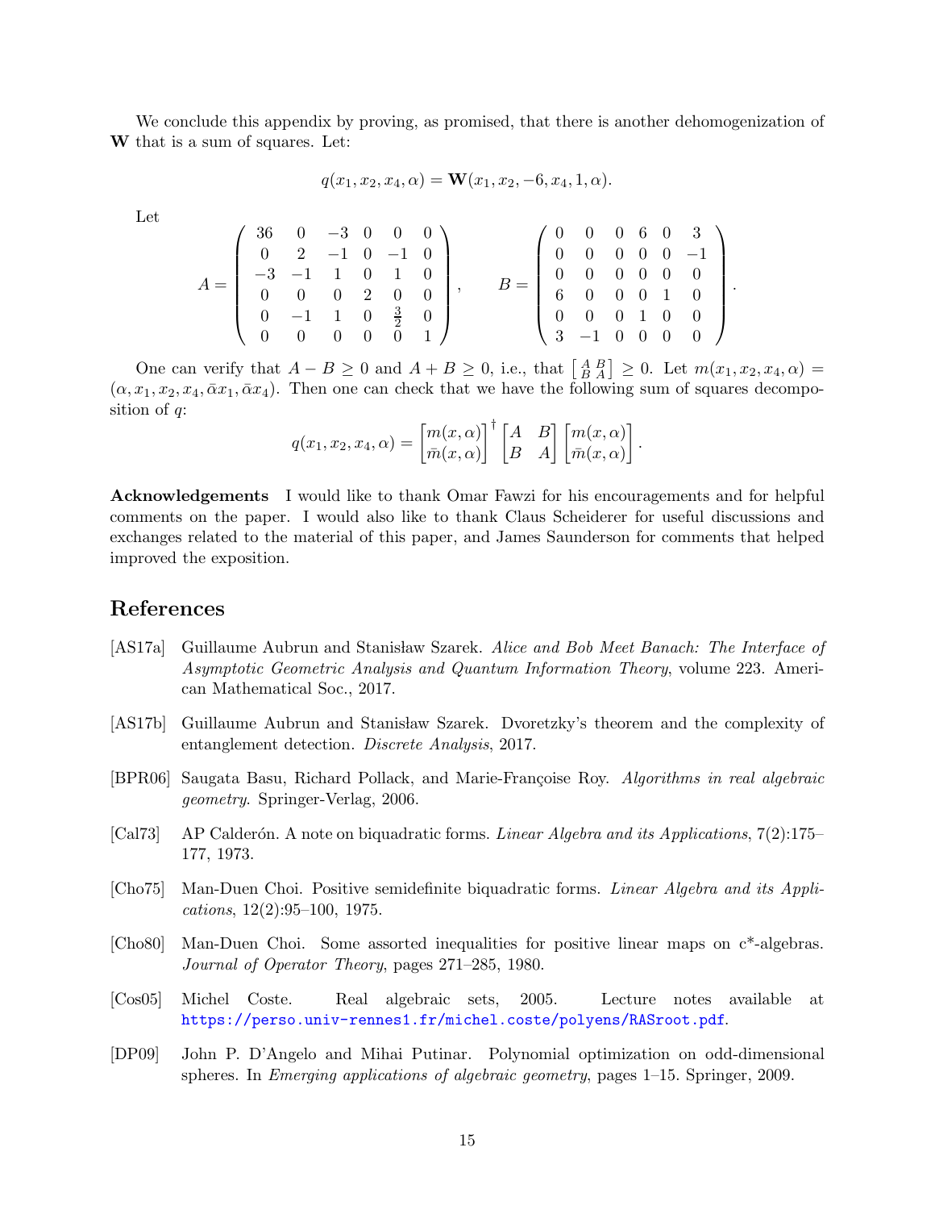We conclude this appendix by proving, as promised, that there is another dehomogenization of $\mathbf{W}$ that is a sum of squares. Let:

$$q(x_1, x_2, x_4, \alpha) = \mathbf{W}(x_1, x_2, -6, x_4, 1, \alpha).$$

Let

$$A = \begin{pmatrix} 36 & 0 & -3 & 0 & 0 & 0 \\ 0 & 2 & -1 & 0 & -1 & 0 \\ -3 & -1 & 1 & 0 & 1 & 0 \\ 0 & 0 & 0 & 2 & 0 & 0 \\ 0 & -1 & 1 & 0 & \frac{3}{2} & 0 \\ 0 & 0 & 0 & 0 & 0 & 1 \end{pmatrix}, \qquad B = \begin{pmatrix} 0 & 0 & 0 & 6 & 0 & 3 \\ 0 & 0 & 0 & 0 & 0 & -1 \\ 0 & 0 & 0 & 0 & 0 & 0 \\ 6 & 0 & 0 & 0 & 1 & 0 \\ 0 & 0 & 0 & 1 & 0 & 0 \\ 3 & -1 & 0 & 0 & 0 & 0 \end{pmatrix}.$$

One can verify that $A - B \geq 0$ and $A + B \geq 0$, i.e., that $\left[\begin{smallmatrix} A & B \\ B & A \end{smallmatrix}\right] \geq 0$. Let $m(x_1, x_2, x_4, \alpha) = (\alpha, x_1, x_2, x_4, \bar{\alpha}x_1, \bar{\alpha}x_4)$. Then one can check that we have the following sum of squares decomposition of $q$:

$$q(x_1, x_2, x_4, \alpha) = \begin{bmatrix} m(x, \alpha) \\ \bar{m}(x, \alpha) \end{bmatrix}^\dagger \begin{bmatrix} A & B \\ B & A \end{bmatrix} \begin{bmatrix} m(x, \alpha) \\ \bar{m}(x, \alpha) \end{bmatrix}.$$

**Acknowledgements** I would like to thank Omar Fawzi for his encouragements and for helpful comments on the paper. I would also like to thank Claus Scheiderer for useful discussions and exchanges related to the material of this paper, and James Saunderson for comments that helped improved the exposition.

## References

[AS17a] Guillaume Aubrun and Stanisław Szarek. *Alice and Bob Meet Banach: The Interface of Asymptotic Geometric Analysis and Quantum Information Theory*, volume 223. American Mathematical Soc., 2017.

[AS17b] Guillaume Aubrun and Stanisław Szarek. Dvoretzky's theorem and the complexity of entanglement detection. *Discrete Analysis*, 2017.

[BPR06] Saugata Basu, Richard Pollack, and Marie-Françoise Roy. *Algorithms in real algebraic geometry*. Springer-Verlag, 2006.

[Cal73] AP Calderón. A note on biquadratic forms. *Linear Algebra and its Applications*, 7(2):175–177, 1973.

[Cho75] Man-Duen Choi. Positive semidefinite biquadratic forms. *Linear Algebra and its Applications*, 12(2):95–100, 1975.

[Cho80] Man-Duen Choi. Some assorted inequalities for positive linear maps on c*-algebras. *Journal of Operator Theory*, pages 271–285, 1980.

[Cos05] Michel Coste. Real algebraic sets, 2005. Lecture notes available at https://perso.univ-rennes1.fr/michel.coste/polyens/RASroot.pdf.

[DP09] John P. D'Angelo and Mihai Putinar. Polynomial optimization on odd-dimensional spheres. In *Emerging applications of algebraic geometry*, pages 1–15. Springer, 2009.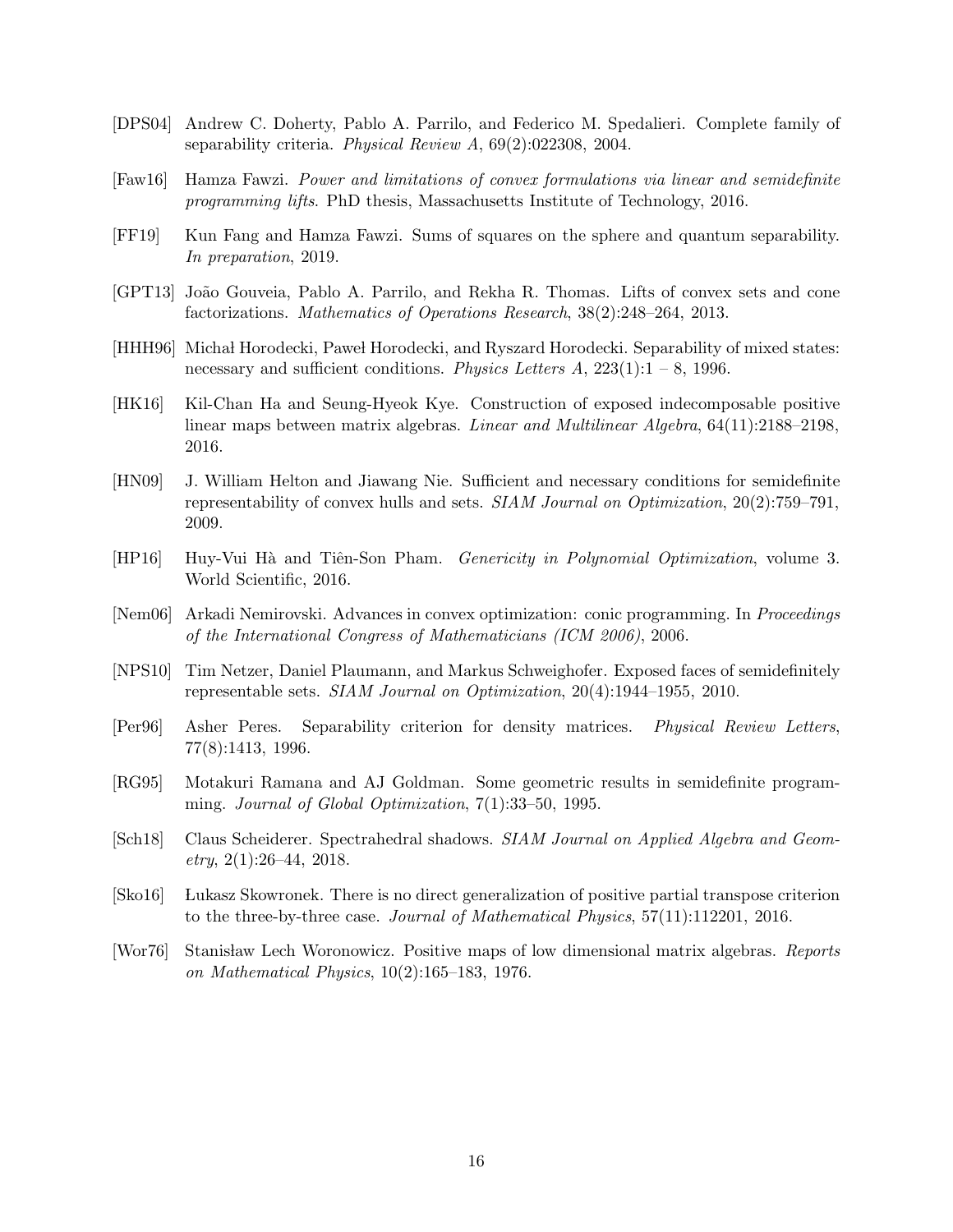[DPS04] Andrew C. Doherty, Pablo A. Parrilo, and Federico M. Spedalieri. Complete family of separability criteria. *Physical Review A*, 69(2):022308, 2004.

[Faw16] Hamza Fawzi. *Power and limitations of convex formulations via linear and semidefinite programming lifts*. PhD thesis, Massachusetts Institute of Technology, 2016.

[FF19] Kun Fang and Hamza Fawzi. Sums of squares on the sphere and quantum separability. *In preparation*, 2019.

[GPT13] João Gouveia, Pablo A. Parrilo, and Rekha R. Thomas. Lifts of convex sets and cone factorizations. *Mathematics of Operations Research*, 38(2):248–264, 2013.

[HHH96] Michał Horodecki, Paweł Horodecki, and Ryszard Horodecki. Separability of mixed states: necessary and sufficient conditions. *Physics Letters A*, 223(1):1 – 8, 1996.

[HK16] Kil-Chan Ha and Seung-Hyeok Kye. Construction of exposed indecomposable positive linear maps between matrix algebras. *Linear and Multilinear Algebra*, 64(11):2188–2198, 2016.

[HN09] J. William Helton and Jiawang Nie. Sufficient and necessary conditions for semidefinite representability of convex hulls and sets. *SIAM Journal on Optimization*, 20(2):759–791, 2009.

[HP16] Huy-Vui Hà and Tiên-Son Pham. *Genericity in Polynomial Optimization*, volume 3. World Scientific, 2016.

[Nem06] Arkadi Nemirovski. Advances in convex optimization: conic programming. In *Proceedings of the International Congress of Mathematicians (ICM 2006)*, 2006.

[NPS10] Tim Netzer, Daniel Plaumann, and Markus Schweighofer. Exposed faces of semidefinitely representable sets. *SIAM Journal on Optimization*, 20(4):1944–1955, 2010.

[Per96] Asher Peres. Separability criterion for density matrices. *Physical Review Letters*, 77(8):1413, 1996.

[RG95] Motakuri Ramana and AJ Goldman. Some geometric results in semidefinite programming. *Journal of Global Optimization*, 7(1):33–50, 1995.

[Sch18] Claus Scheiderer. Spectrahedral shadows. *SIAM Journal on Applied Algebra and Geometry*, 2(1):26–44, 2018.

[Sko16] Łukasz Skowronek. There is no direct generalization of positive partial transpose criterion to the three-by-three case. *Journal of Mathematical Physics*, 57(11):112201, 2016.

[Wor76] Stanisław Lech Woronowicz. Positive maps of low dimensional matrix algebras. *Reports on Mathematical Physics*, 10(2):165–183, 1976.